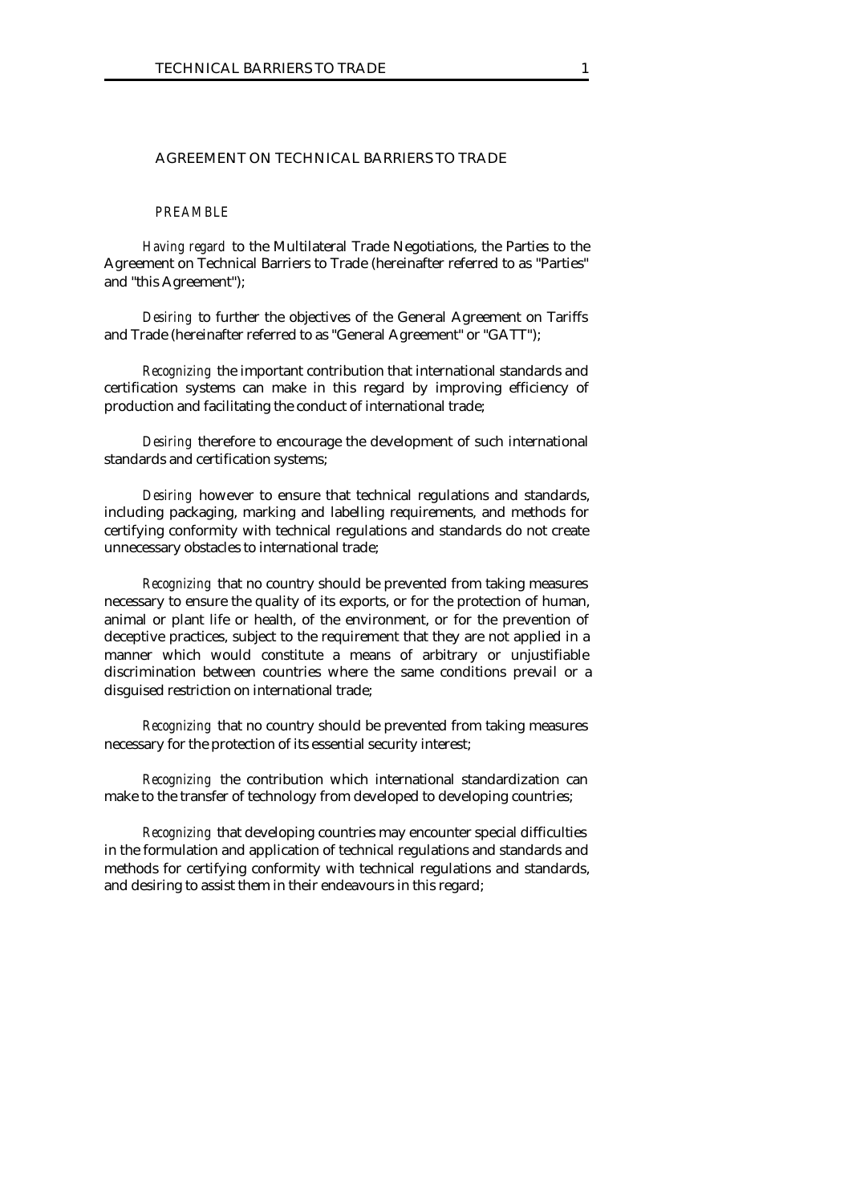# AGREEMENT ON TECHNICAL BARRIERS TO TRADE

## *PREAMBLE*

*Having regard* to the Multilateral Trade Negotiations, the Parties to the Agreement on Technical Barriers to Trade (hereinafter referred to as "Parties" and "this Agreement");

*Desiring* to further the objectives of the General Agreement on Tariffs and Trade (hereinafter referred to as "General Agreement" or "GATT");

*Recognizing* the important contribution that international standards and certification systems can make in this regard by improving efficiency of production and facilitating the conduct of international trade;

*Desiring* therefore to encourage the development of such international standards and certification systems;

*Desiring* however to ensure that technical regulations and standards, including packaging, marking and labelling requirements, and methods for certifying conformity with technical regulations and standards do not create unnecessary obstacles to international trade;

*Recognizing* that no country should be prevented from taking measures necessary to ensure the quality of its exports, or for the protection of human, animal or plant life or health, of the environment, or for the prevention of deceptive practices, subject to the requirement that they are not applied in a manner which would constitute a means of arbitrary or unjustifiable discrimination between countries where the same conditions prevail or a disguised restriction on international trade;

*Recognizing* that no country should be prevented from taking measures necessary for the protection of its essential security interest;

*Recognizing* the contribution which international standardization can make to the transfer of technology from developed to developing countries;

*Recognizing* that developing countries may encounter special difficulties in the formulation and application of technical regulations and standards and methods for certifying conformity with technical regulations and standards, and desiring to assist them in their endeavours in this regard;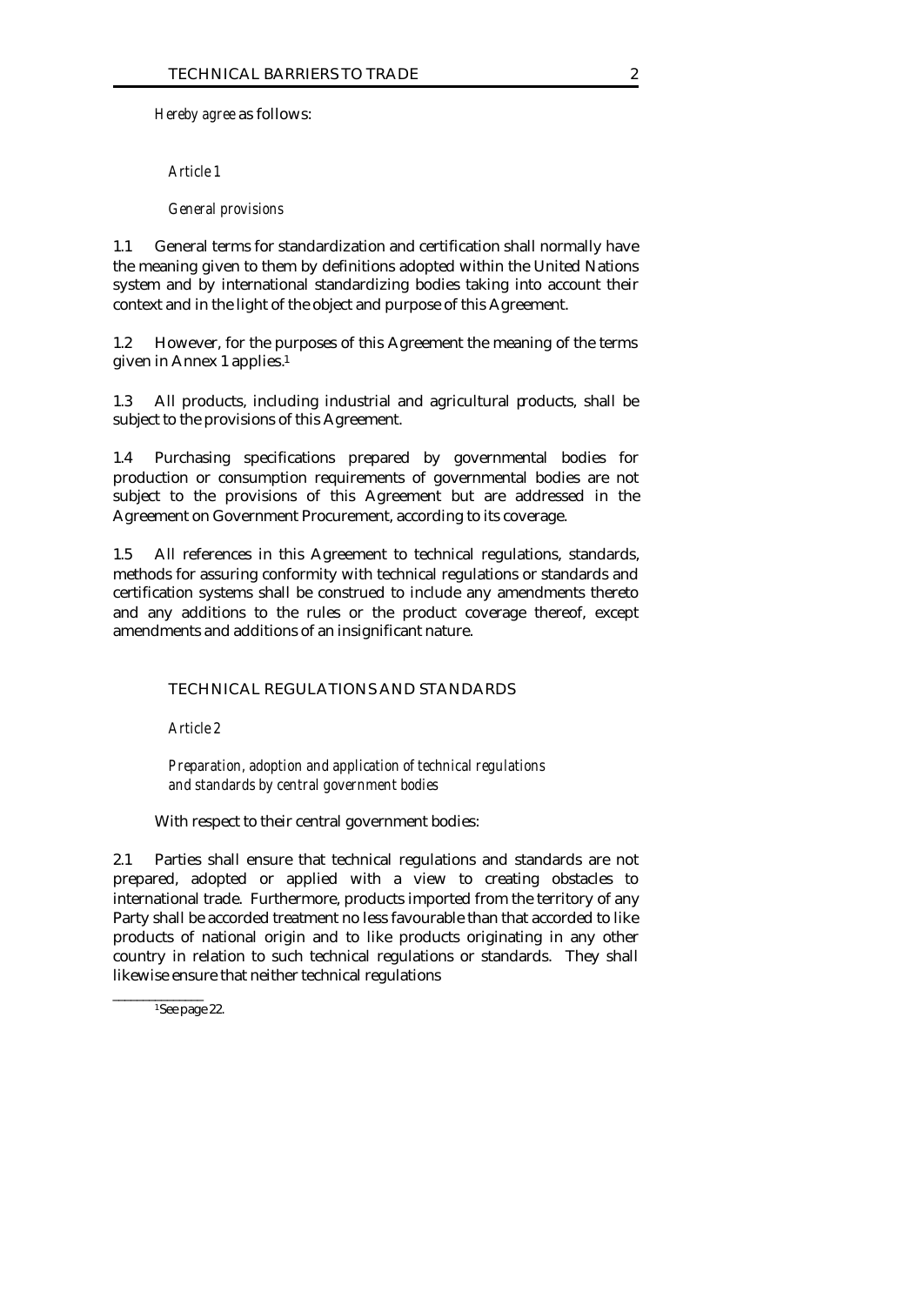*Hereby agree* as follows:

*Article 1*

*General provisions*

1.1 General terms for standardization and certification shall normally have the meaning given to them by definitions adopted within the United Nations system and by international standardizing bodies taking into account their context and in the light of the object and purpose of this Agreement.

1.2 However, for the purposes of this Agreement the meaning of the terms given in Annex 1 applies.[1]

1.3 All products, including industrial and agricultural products, shall be subject to the provisions of this Agreement.

1.4 Purchasing specifications prepared by governmental bodies for production or consumption requirements of governmental bodies are not subject to the provisions of this Agreement but are addressed in the Agreement on Government Procurement, according to its coverage.

1.5 All references in this Agreement to technical regulations, standards, methods for assuring conformity with technical regulations or standards and certification systems shall be construed to include any amendments thereto and any additions to the rules or the product coverage thereof, except amendments and additions of an insignificant nature.

## TECHNICAL REGULATIONS AND STANDARDS

*Article 2*

*Preparation, adoption and application of technical regulations and standards by central government bodies*

With respect to their central government bodies:

2.1 Parties shall ensure that technical regulations and standards are not prepared, adopted or applied with a view to creating obstacles to international trade. Furthermore, products imported from the territory of any Party shall be accorded treatment no less favourable than that accorded to like products of national origin and to like products originating in any other country in relation to such technical regulations or standards. They shall likewise ensure that neither technical regulations

---

[1] See page 22.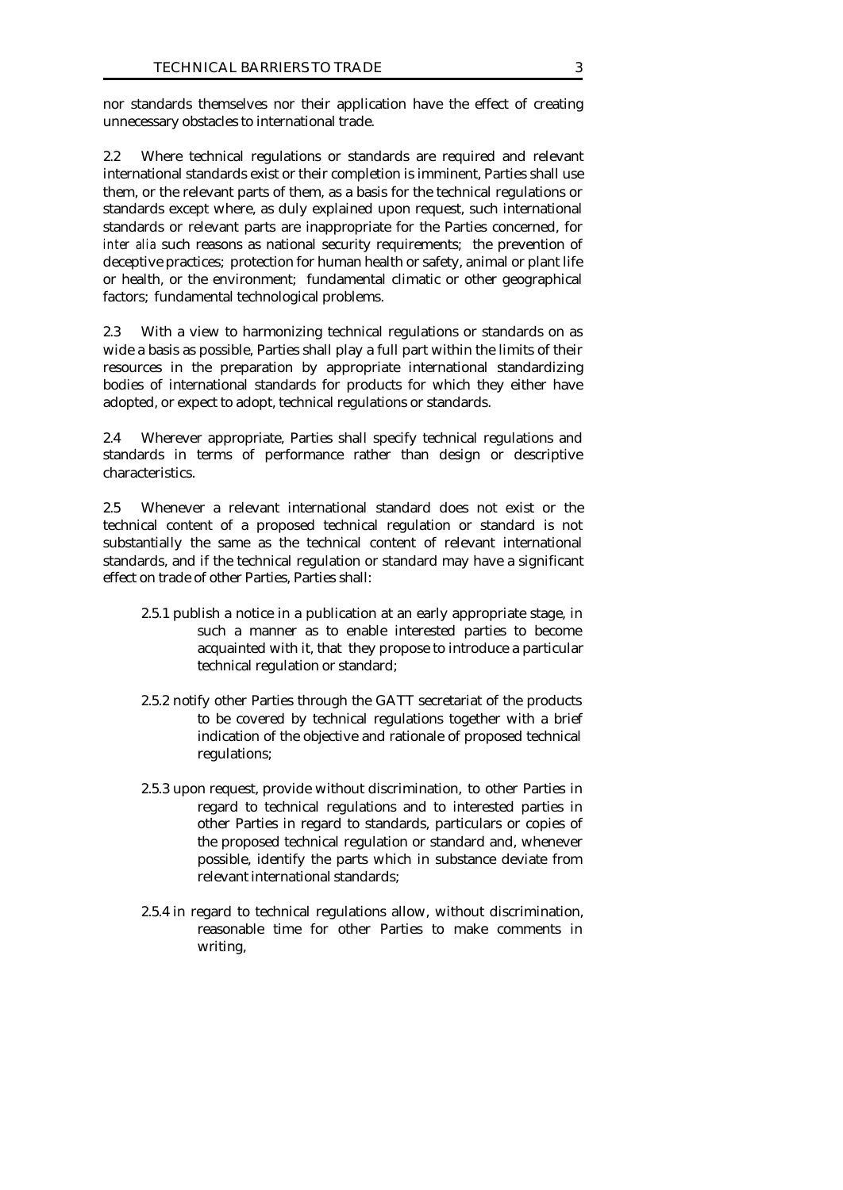nor standards themselves nor their application have the effect of creating unnecessary obstacles to international trade.

2.2 Where technical regulations or standards are required and relevant international standards exist or their completion is imminent, Parties shall use them, or the relevant parts of them, as a basis for the technical regulations or standards except where, as duly explained upon request, such international standards or relevant parts are inappropriate for the Parties concerned, for *inter alia* such reasons as national security requirements; the prevention of deceptive practices; protection for human health or safety, animal or plant life or health, or the environment; fundamental climatic or other geographical factors; fundamental technological problems.

2.3 With a view to harmonizing technical regulations or standards on as wide a basis as possible, Parties shall play a full part within the limits of their resources in the preparation by appropriate international standardizing bodies of international standards for products for which they either have adopted, or expect to adopt, technical regulations or standards.

2.4 Wherever appropriate, Parties shall specify technical regulations and standards in terms of performance rather than design or descriptive characteristics.

2.5 Whenever a relevant international standard does not exist or the technical content of a proposed technical regulation or standard is not substantially the same as the technical content of relevant international standards, and if the technical regulation or standard may have a significant effect on trade of other Parties, Parties shall:

2.5.1 publish a notice in a publication at an early appropriate stage, in such a manner as to enable interested parties to become acquainted with it, that they propose to introduce a particular technical regulation or standard;

2.5.2 notify other Parties through the GATT secretariat of the products to be covered by technical regulations together with a brief indication of the objective and rationale of proposed technical regulations;

2.5.3 upon request, provide without discrimination, to other Parties in regard to technical regulations and to interested parties in other Parties in regard to standards, particulars or copies of the proposed technical regulation or standard and, whenever possible, identify the parts which in substance deviate from relevant international standards;

2.5.4 in regard to technical regulations allow, without discrimination, reasonable time for other Parties to make comments in writing,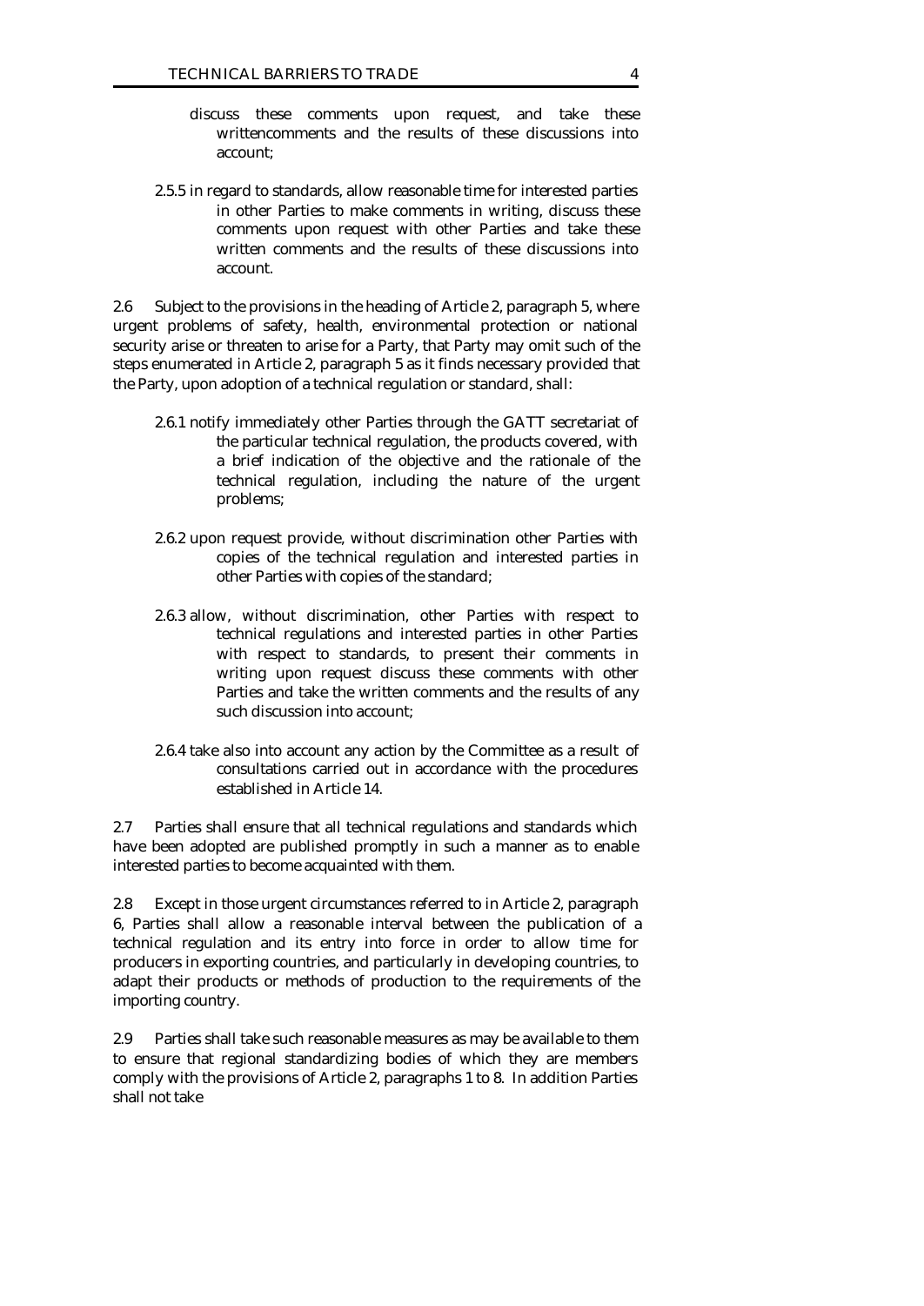discuss these comments upon request, and take these writtencomments and the results of these discussions into account;

2.5.5 in regard to standards, allow reasonable time for interested parties in other Parties to make comments in writing, discuss these comments upon request with other Parties and take these written comments and the results of these discussions into account.

2.6 Subject to the provisions in the heading of Article 2, paragraph 5, where urgent problems of safety, health, environmental protection or national security arise or threaten to arise for a Party, that Party may omit such of the steps enumerated in Article 2, paragraph 5 as it finds necessary provided that the Party, upon adoption of a technical regulation or standard, shall:

2.6.1 notify immediately other Parties through the GATT secretariat of the particular technical regulation, the products covered, with a brief indication of the objective and the rationale of the technical regulation, including the nature of the urgent problems;

2.6.2 upon request provide, without discrimination other Parties with copies of the technical regulation and interested parties in other Parties with copies of the standard;

2.6.3 allow, without discrimination, other Parties with respect to technical regulations and interested parties in other Parties with respect to standards, to present their comments in writing upon request discuss these comments with other Parties and take the written comments and the results of any such discussion into account;

2.6.4 take also into account any action by the Committee as a result of consultations carried out in accordance with the procedures established in Article 14.

2.7 Parties shall ensure that all technical regulations and standards which have been adopted are published promptly in such a manner as to enable interested parties to become acquainted with them.

2.8 Except in those urgent circumstances referred to in Article 2, paragraph 6, Parties shall allow a reasonable interval between the publication of a technical regulation and its entry into force in order to allow time for producers in exporting countries, and particularly in developing countries, to adapt their products or methods of production to the requirements of the importing country.

2.9 Parties shall take such reasonable measures as may be available to them to ensure that regional standardizing bodies of which they are members comply with the provisions of Article 2, paragraphs 1 to 8. In addition Parties shall not take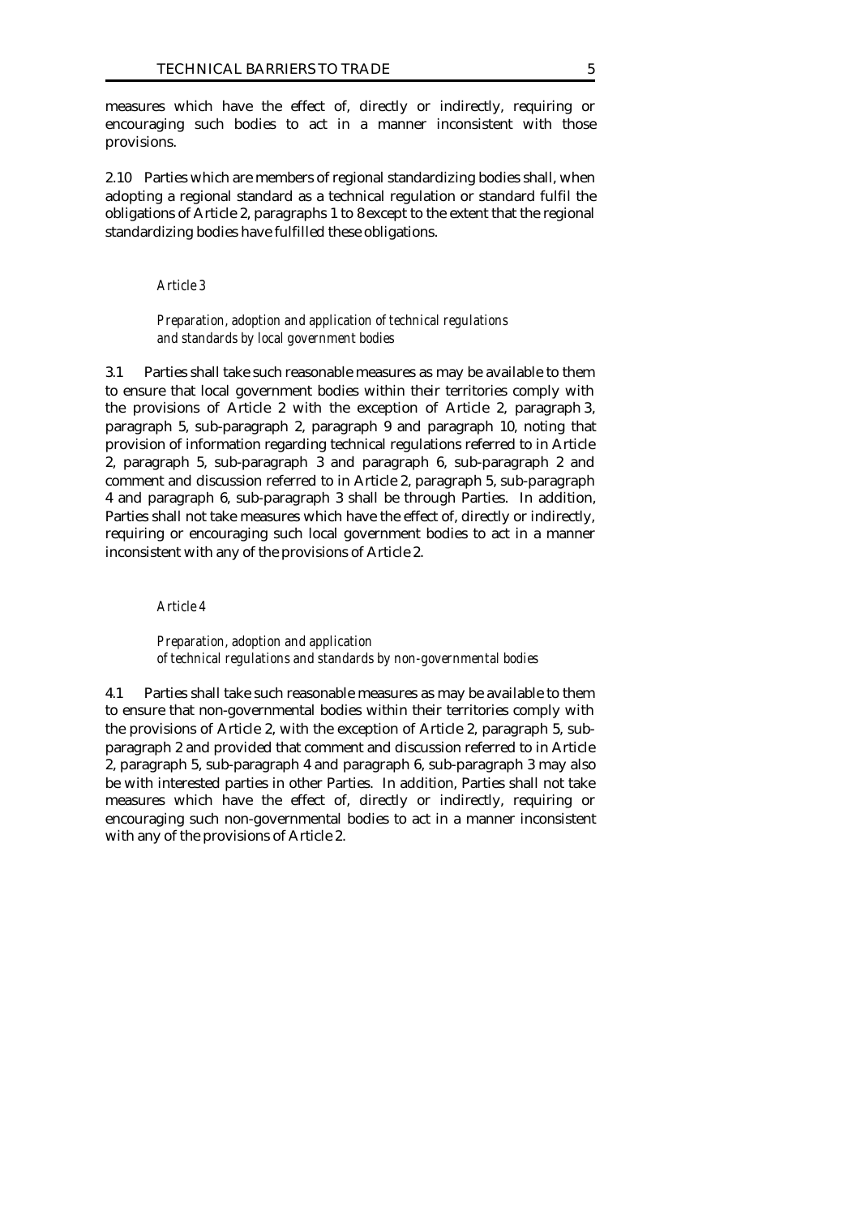measures which have the effect of, directly or indirectly, requiring or encouraging such bodies to act in a manner inconsistent with those provisions.

2.10 Parties which are members of regional standardizing bodies shall, when adopting a regional standard as a technical regulation or standard fulfil the obligations of Article 2, paragraphs 1 to 8 except to the extent that the regional standardizing bodies have fulfilled these obligations.

## *Article 3*

### *Preparation, adoption and application of technical regulations and standards by local government bodies*

3.1 Parties shall take such reasonable measures as may be available to them to ensure that local government bodies within their territories comply with the provisions of Article 2 with the exception of Article 2, paragraph 3, paragraph 5, sub-paragraph 2, paragraph 9 and paragraph 10, noting that provision of information regarding technical regulations referred to in Article 2, paragraph 5, sub-paragraph 3 and paragraph 6, sub-paragraph 2 and comment and discussion referred to in Article 2, paragraph 5, sub-paragraph 4 and paragraph 6, sub-paragraph 3 shall be through Parties. In addition, Parties shall not take measures which have the effect of, directly or indirectly, requiring or encouraging such local government bodies to act in a manner inconsistent with any of the provisions of Article 2.

## *Article 4*

### *Preparation, adoption and application of technical regulations and standards by non-governmental bodies*

4.1 Parties shall take such reasonable measures as may be available to them to ensure that non-governmental bodies within their territories comply with the provisions of Article 2, with the exception of Article 2, paragraph 5, sub-paragraph 2 and provided that comment and discussion referred to in Article 2, paragraph 5, sub-paragraph 4 and paragraph 6, sub-paragraph 3 may also be with interested parties in other Parties. In addition, Parties shall not take measures which have the effect of, directly or indirectly, requiring or encouraging such non-governmental bodies to act in a manner inconsistent with any of the provisions of Article 2.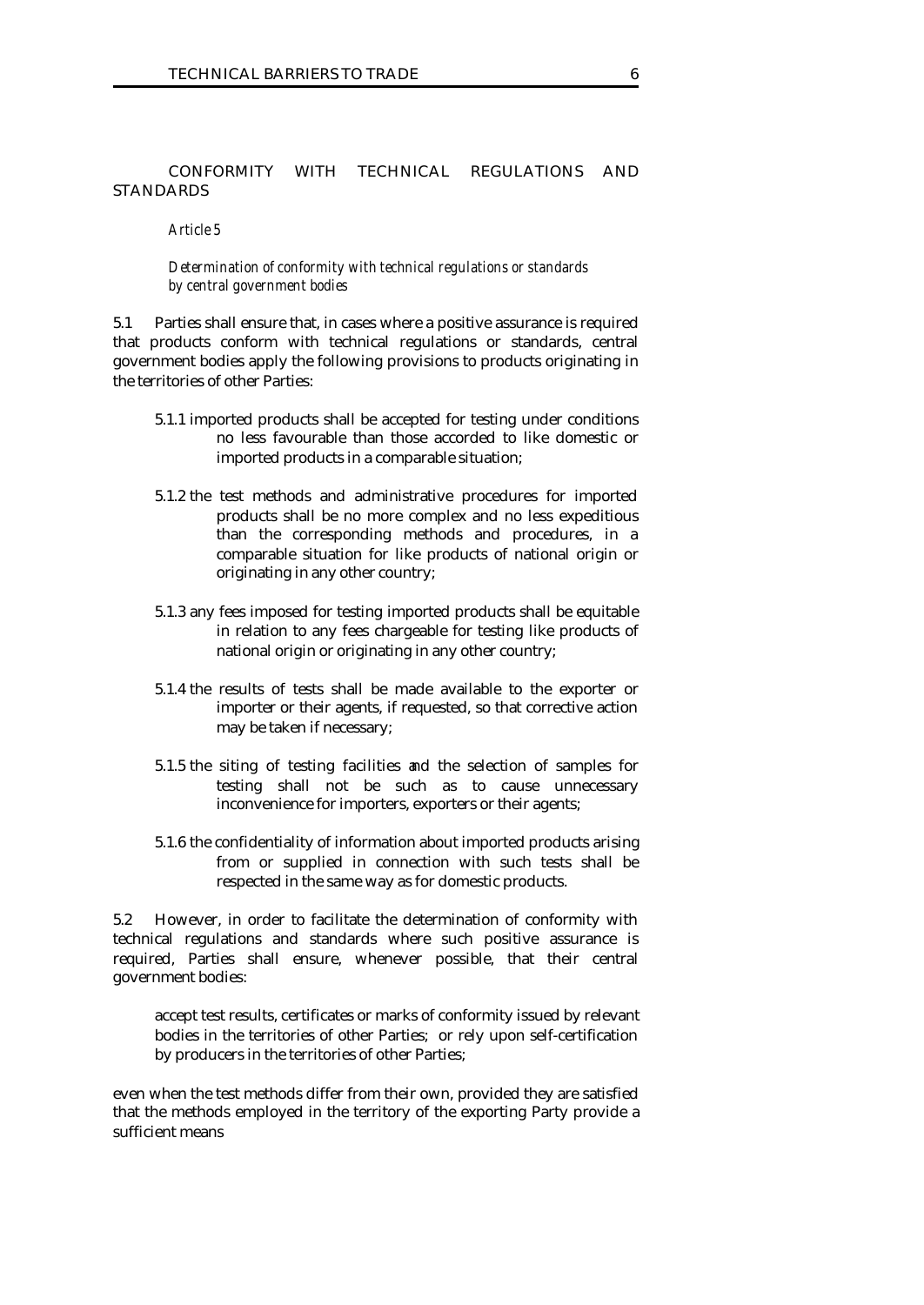## CONFORMITY WITH TECHNICAL REGULATIONS AND STANDARDS

### *Article 5*

#### *Determination of conformity with technical regulations or standards by central government bodies*

5.1 Parties shall ensure that, in cases where a positive assurance is required that products conform with technical regulations or standards, central government bodies apply the following provisions to products originating in the territories of other Parties:

5.1.1 imported products shall be accepted for testing under conditions no less favourable than those accorded to like domestic or imported products in a comparable situation;

5.1.2 the test methods and administrative procedures for imported products shall be no more complex and no less expeditious than the corresponding methods and procedures, in a comparable situation for like products of national origin or originating in any other country;

5.1.3 any fees imposed for testing imported products shall be equitable in relation to any fees chargeable for testing like products of national origin or originating in any other country;

5.1.4 the results of tests shall be made available to the exporter or importer or their agents, if requested, so that corrective action may be taken if necessary;

5.1.5 the siting of testing facilities and the selection of samples for testing shall not be such as to cause unnecessary inconvenience for importers, exporters or their agents;

5.1.6 the confidentiality of information about imported products arising from or supplied in connection with such tests shall be respected in the same way as for domestic products.

5.2 However, in order to facilitate the determination of conformity with technical regulations and standards where such positive assurance is required, Parties shall ensure, whenever possible, that their central government bodies:

accept test results, certificates or marks of conformity issued by relevant bodies in the territories of other Parties; or rely upon self-certification by producers in the territories of other Parties;

even when the test methods differ from their own, provided they are satisfied that the methods employed in the territory of the exporting Party provide a sufficient means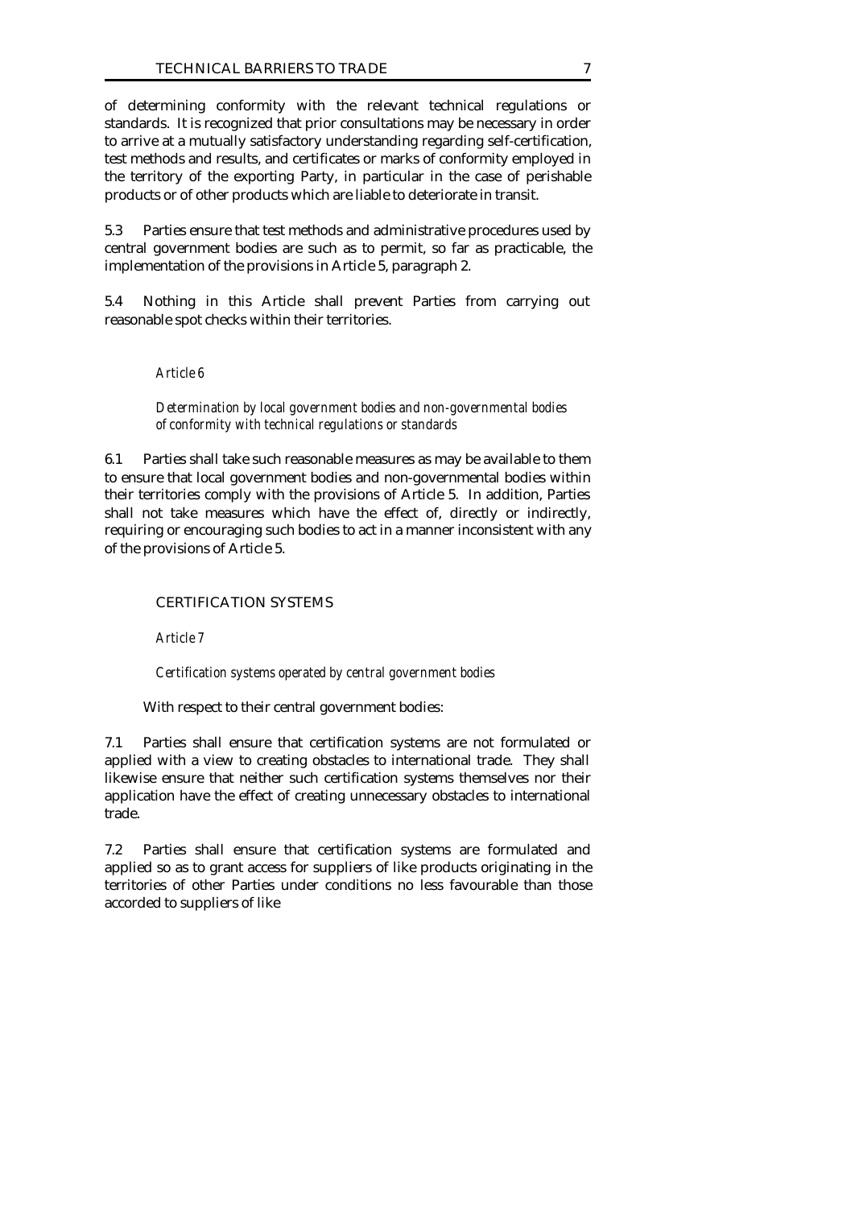of determining conformity with the relevant technical regulations or standards. It is recognized that prior consultations may be necessary in order to arrive at a mutually satisfactory understanding regarding self-certification, test methods and results, and certificates or marks of conformity employed in the territory of the exporting Party, in particular in the case of perishable products or of other products which are liable to deteriorate in transit.

5.3 Parties ensure that test methods and administrative procedures used by central government bodies are such as to permit, so far as practicable, the implementation of the provisions in Article 5, paragraph 2.

5.4 Nothing in this Article shall prevent Parties from carrying out reasonable spot checks within their territories.

*Article 6*

*Determination by local government bodies and non-governmental bodies of conformity with technical regulations or standards*

6.1 Parties shall take such reasonable measures as may be available to them to ensure that local government bodies and non-governmental bodies within their territories comply with the provisions of Article 5. In addition, Parties shall not take measures which have the effect of, directly or indirectly, requiring or encouraging such bodies to act in a manner inconsistent with any of the provisions of Article 5.

## CERTIFICATION SYSTEMS

*Article 7*

*Certification systems operated by central government bodies*

With respect to their central government bodies:

7.1 Parties shall ensure that certification systems are not formulated or applied with a view to creating obstacles to international trade. They shall likewise ensure that neither such certification systems themselves nor their application have the effect of creating unnecessary obstacles to international trade.

7.2 Parties shall ensure that certification systems are formulated and applied so as to grant access for suppliers of like products originating in the territories of other Parties under conditions no less favourable than those accorded to suppliers of like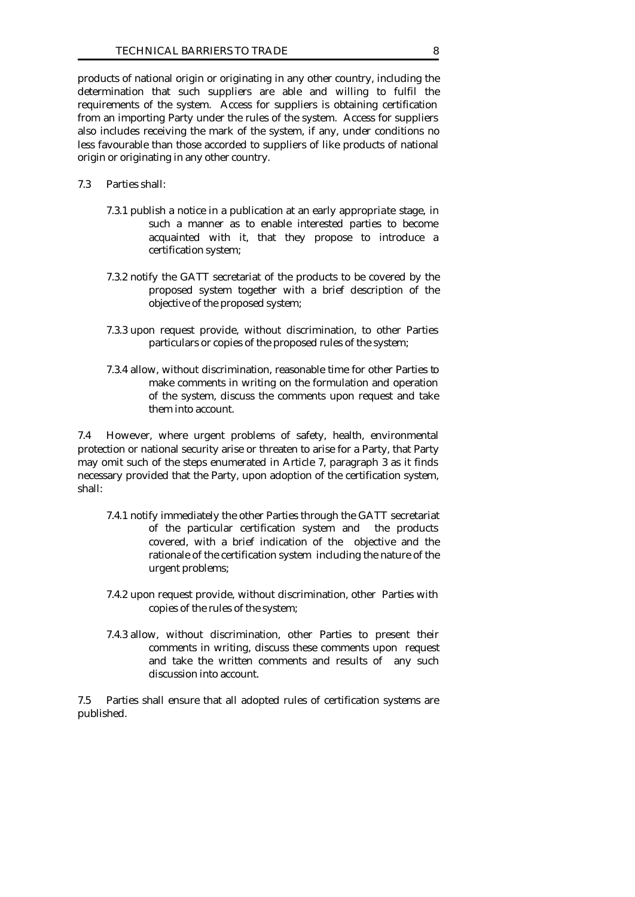products of national origin or originating in any other country, including the determination that such suppliers are able and willing to fulfil the requirements of the system. Access for suppliers is obtaining certification from an importing Party under the rules of the system. Access for suppliers also includes receiving the mark of the system, if any, under conditions no less favourable than those accorded to suppliers of like products of national origin or originating in any other country.

7.3 Parties shall:

7.3.1 publish a notice in a publication at an early appropriate stage, in such a manner as to enable interested parties to become acquainted with it, that they propose to introduce a certification system;

7.3.2 notify the GATT secretariat of the products to be covered by the proposed system together with a brief description of the objective of the proposed system;

7.3.3 upon request provide, without discrimination, to other Parties particulars or copies of the proposed rules of the system;

7.3.4 allow, without discrimination, reasonable time for other Parties to make comments in writing on the formulation and operation of the system, discuss the comments upon request and take them into account.

7.4 However, where urgent problems of safety, health, environmental protection or national security arise or threaten to arise for a Party, that Party may omit such of the steps enumerated in Article 7, paragraph 3 as it finds necessary provided that the Party, upon adoption of the certification system, shall:

7.4.1 notify immediately the other Parties through the GATT secretariat of the particular certification system and the products covered, with a brief indication of the objective and the rationale of the certification system including the nature of the urgent problems;

7.4.2 upon request provide, without discrimination, other Parties with copies of the rules of the system;

7.4.3 allow, without discrimination, other Parties to present their comments in writing, discuss these comments upon request and take the written comments and results of any such discussion into account.

7.5 Parties shall ensure that all adopted rules of certification systems are published.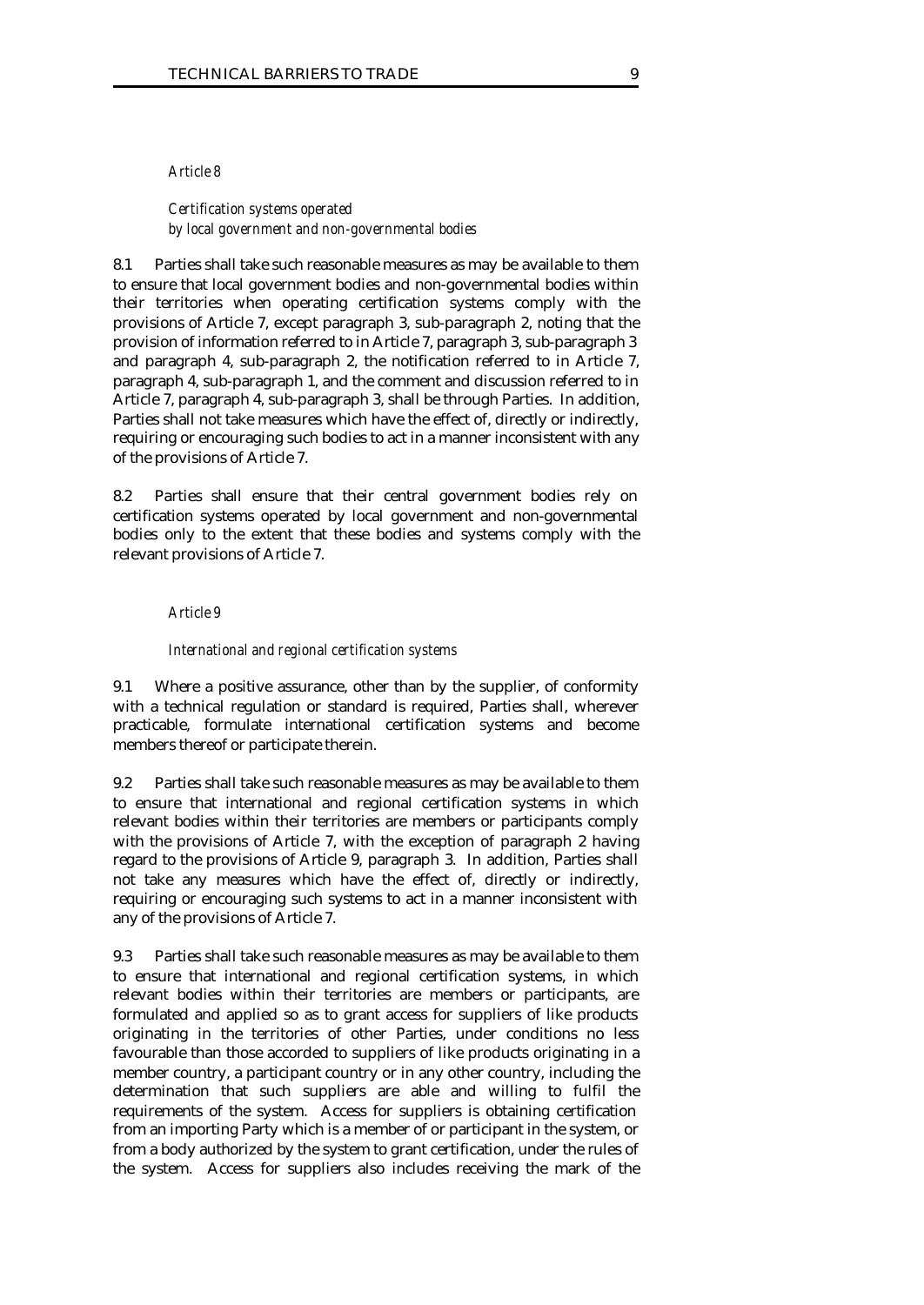*Article 8*

*Certification systems operated by local government and non-governmental bodies*

8.1 Parties shall take such reasonable measures as may be available to them to ensure that local government bodies and non-governmental bodies within their territories when operating certification systems comply with the provisions of Article 7, except paragraph 3, sub-paragraph 2, noting that the provision of information referred to in Article 7, paragraph 3, sub-paragraph 3 and paragraph 4, sub-paragraph 2, the notification referred to in Article 7, paragraph 4, sub-paragraph 1, and the comment and discussion referred to in Article 7, paragraph 4, sub-paragraph 3, shall be through Parties. In addition, Parties shall not take measures which have the effect of, directly or indirectly, requiring or encouraging such bodies to act in a manner inconsistent with any of the provisions of Article 7.

8.2 Parties shall ensure that their central government bodies rely on certification systems operated by local government and non-governmental bodies only to the extent that these bodies and systems comply with the relevant provisions of Article 7.

*Article 9*

*International and regional certification systems*

9.1 Where a positive assurance, other than by the supplier, of conformity with a technical regulation or standard is required, Parties shall, wherever practicable, formulate international certification systems and become members thereof or participate therein.

9.2 Parties shall take such reasonable measures as may be available to them to ensure that international and regional certification systems in which relevant bodies within their territories are members or participants comply with the provisions of Article 7, with the exception of paragraph 2 having regard to the provisions of Article 9, paragraph 3. In addition, Parties shall not take any measures which have the effect of, directly or indirectly, requiring or encouraging such systems to act in a manner inconsistent with any of the provisions of Article 7.

9.3 Parties shall take such reasonable measures as may be available to them to ensure that international and regional certification systems, in which relevant bodies within their territories are members or participants, are formulated and applied so as to grant access for suppliers of like products originating in the territories of other Parties, under conditions no less favourable than those accorded to suppliers of like products originating in a member country, a participant country or in any other country, including the determination that such suppliers are able and willing to fulfil the requirements of the system. Access for suppliers is obtaining certification from an importing Party which is a member of or participant in the system, or from a body authorized by the system to grant certification, under the rules of the system. Access for suppliers also includes receiving the mark of the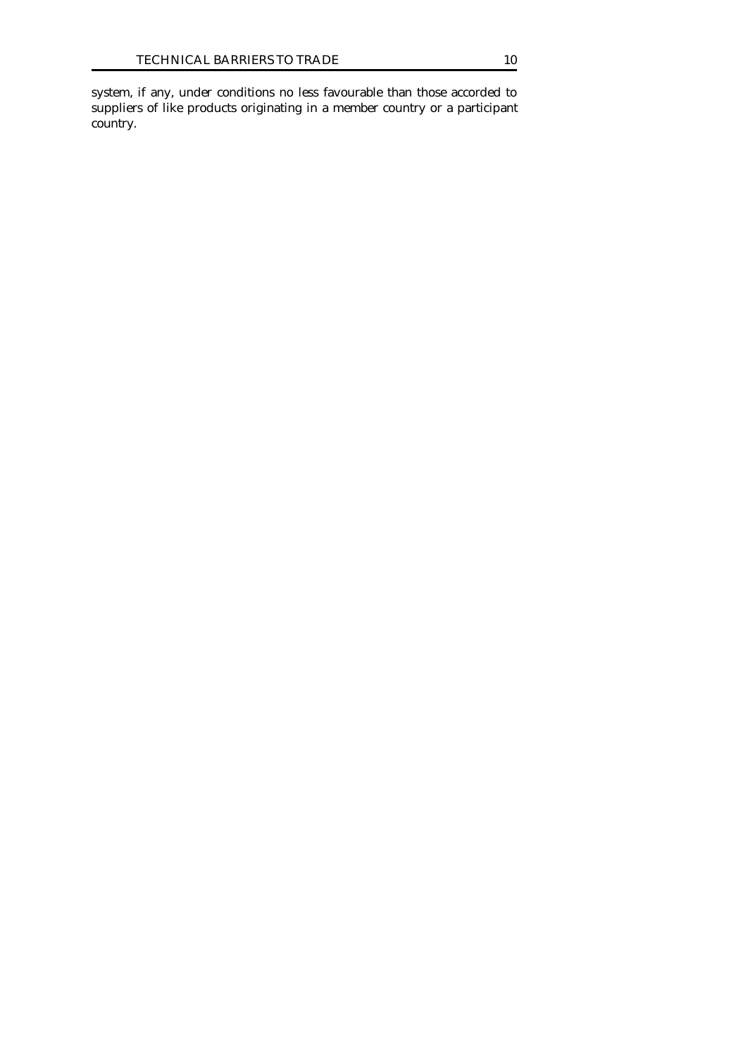system, if any, under conditions no less favourable than those accorded to suppliers of like products originating in a member country or a participant country.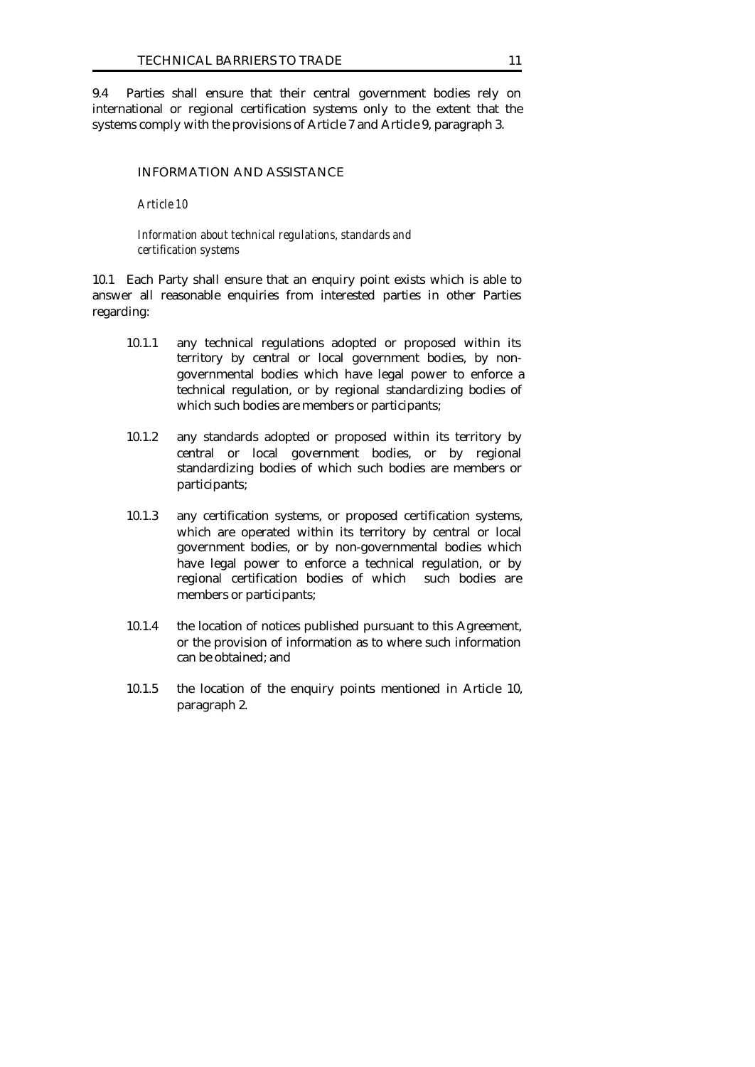9.4 Parties shall ensure that their central government bodies rely on international or regional certification systems only to the extent that the systems comply with the provisions of Article 7 and Article 9, paragraph 3.

## INFORMATION AND ASSISTANCE

*Article 10*

*Information about technical regulations, standards and certification systems*

10.1 Each Party shall ensure that an enquiry point exists which is able to answer all reasonable enquiries from interested parties in other Parties regarding:

- 10.1.1 any technical regulations adopted or proposed within its territory by central or local government bodies, by non-governmental bodies which have legal power to enforce a technical regulation, or by regional standardizing bodies of which such bodies are members or participants;

- 10.1.2 any standards adopted or proposed within its territory by central or local government bodies, or by regional standardizing bodies of which such bodies are members or participants;

- 10.1.3 any certification systems, or proposed certification systems, which are operated within its territory by central or local government bodies, or by non-governmental bodies which have legal power to enforce a technical regulation, or by regional certification bodies of which such bodies are members or participants;

- 10.1.4 the location of notices published pursuant to this Agreement, or the provision of information as to where such information can be obtained; and

- 10.1.5 the location of the enquiry points mentioned in Article 10, paragraph 2.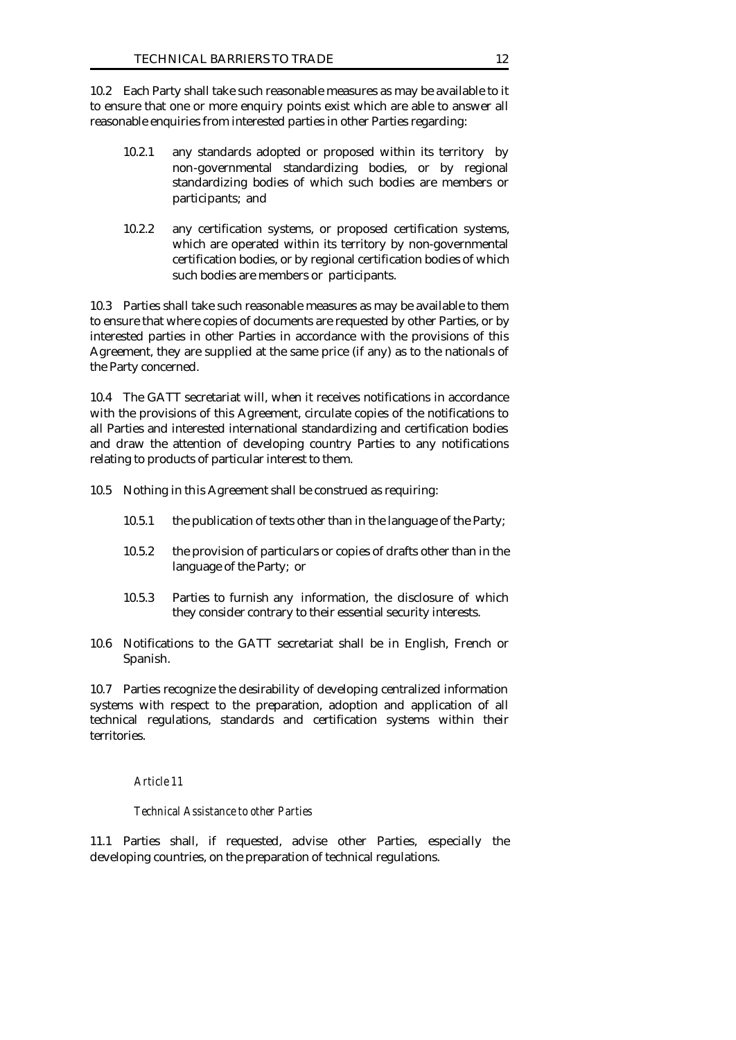10.2 Each Party shall take such reasonable measures as may be available to it to ensure that one or more enquiry points exist which are able to answer all reasonable enquiries from interested parties in other Parties regarding:

10.2.1 any standards adopted or proposed within its territory by non-governmental standardizing bodies, or by regional standardizing bodies of which such bodies are members or participants; and

10.2.2 any certification systems, or proposed certification systems, which are operated within its territory by non-governmental certification bodies, or by regional certification bodies of which such bodies are members or participants.

10.3 Parties shall take such reasonable measures as may be available to them to ensure that where copies of documents are requested by other Parties, or by interested parties in other Parties in accordance with the provisions of this Agreement, they are supplied at the same price (if any) as to the nationals of the Party concerned.

10.4 The GATT secretariat will, when it receives notifications in accordance with the provisions of this Agreement, circulate copies of the notifications to all Parties and interested international standardizing and certification bodies and draw the attention of developing country Parties to any notifications relating to products of particular interest to them.

10.5 Nothing in this Agreement shall be construed as requiring:

10.5.1 the publication of texts other than in the language of the Party;

10.5.2 the provision of particulars or copies of drafts other than in the language of the Party; or

10.5.3 Parties to furnish any information, the disclosure of which they consider contrary to their essential security interests.

10.6 Notifications to the GATT secretariat shall be in English, French or Spanish.

10.7 Parties recognize the desirability of developing centralized information systems with respect to the preparation, adoption and application of all technical regulations, standards and certification systems within their territories.

*Article 11*

*Technical Assistance to other Parties*

11.1 Parties shall, if requested, advise other Parties, especially the developing countries, on the preparation of technical regulations.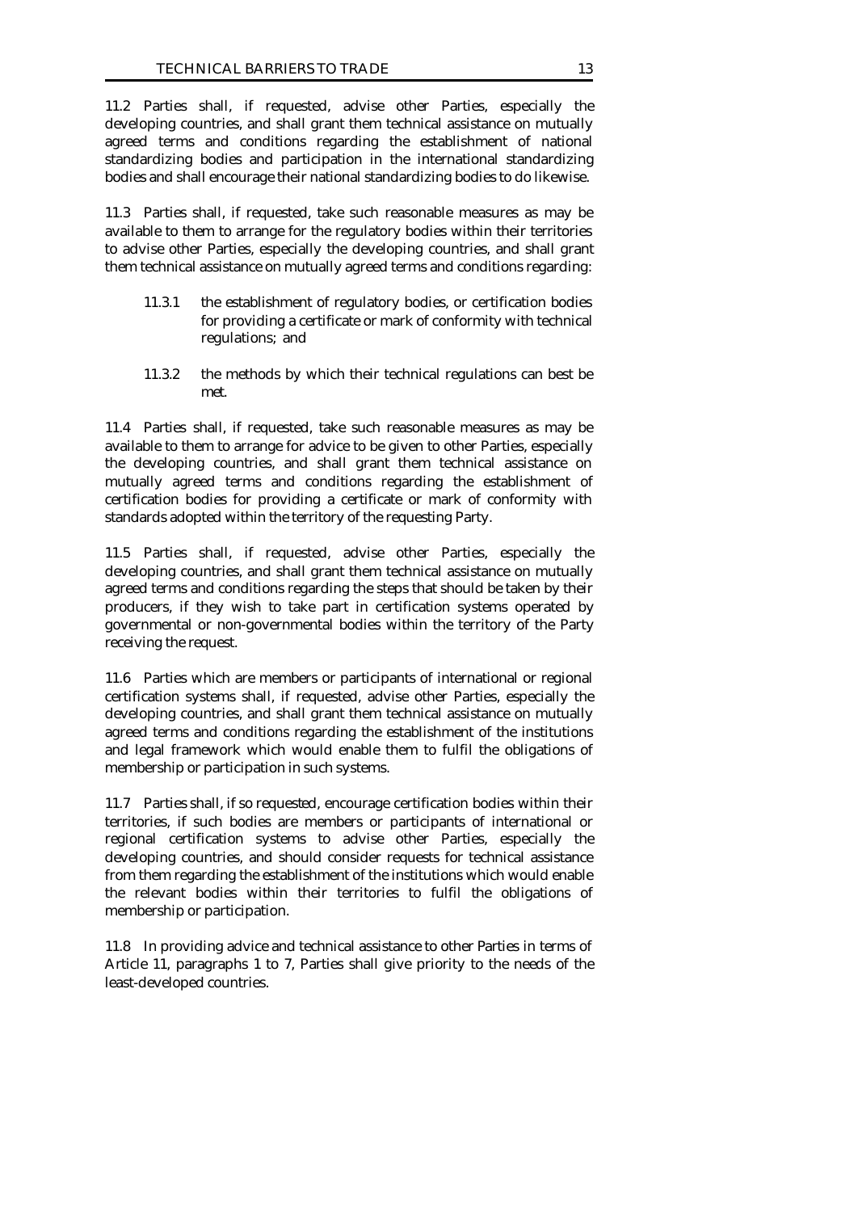11.2 Parties shall, if requested, advise other Parties, especially the developing countries, and shall grant them technical assistance on mutually agreed terms and conditions regarding the establishment of national standardizing bodies and participation in the international standardizing bodies and shall encourage their national standardizing bodies to do likewise.

11.3 Parties shall, if requested, take such reasonable measures as may be available to them to arrange for the regulatory bodies within their territories to advise other Parties, especially the developing countries, and shall grant them technical assistance on mutually agreed terms and conditions regarding:

> 11.3.1 the establishment of regulatory bodies, or certification bodies for providing a certificate or mark of conformity with technical regulations; and
>
> 11.3.2 the methods by which their technical regulations can best be met.

11.4 Parties shall, if requested, take such reasonable measures as may be available to them to arrange for advice to be given to other Parties, especially the developing countries, and shall grant them technical assistance on mutually agreed terms and conditions regarding the establishment of certification bodies for providing a certificate or mark of conformity with standards adopted within the territory of the requesting Party.

11.5 Parties shall, if requested, advise other Parties, especially the developing countries, and shall grant them technical assistance on mutually agreed terms and conditions regarding the steps that should be taken by their producers, if they wish to take part in certification systems operated by governmental or non-governmental bodies within the territory of the Party receiving the request.

11.6 Parties which are members or participants of international or regional certification systems shall, if requested, advise other Parties, especially the developing countries, and shall grant them technical assistance on mutually agreed terms and conditions regarding the establishment of the institutions and legal framework which would enable them to fulfil the obligations of membership or participation in such systems.

11.7 Parties shall, if so requested, encourage certification bodies within their territories, if such bodies are members or participants of international or regional certification systems to advise other Parties, especially the developing countries, and should consider requests for technical assistance from them regarding the establishment of the institutions which would enable the relevant bodies within their territories to fulfil the obligations of membership or participation.

11.8 In providing advice and technical assistance to other Parties in terms of Article 11, paragraphs 1 to 7, Parties shall give priority to the needs of the least-developed countries.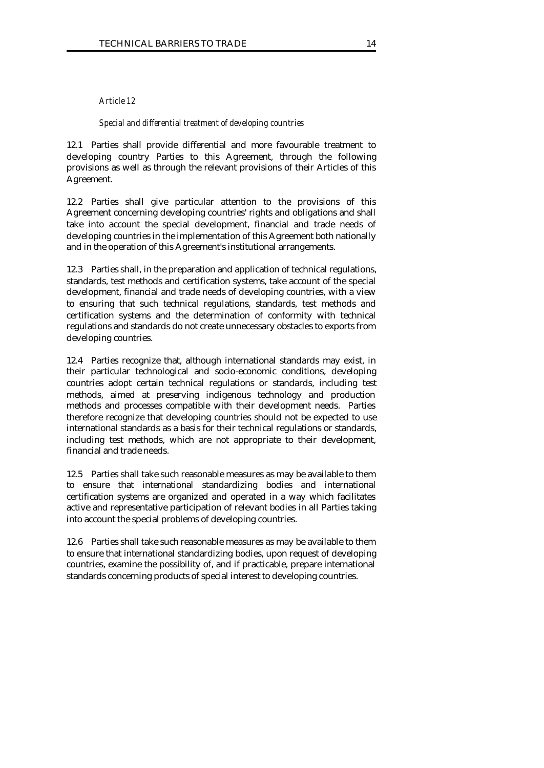*Article 12*

*Special and differential treatment of developing countries*

12.1 Parties shall provide differential and more favourable treatment to developing country Parties to this Agreement, through the following provisions as well as through the relevant provisions of their Articles of this Agreement.

12.2 Parties shall give particular attention to the provisions of this Agreement concerning developing countries' rights and obligations and shall take into account the special development, financial and trade needs of developing countries in the implementation of this Agreement both nationally and in the operation of this Agreement's institutional arrangements.

12.3 Parties shall, in the preparation and application of technical regulations, standards, test methods and certification systems, take account of the special development, financial and trade needs of developing countries, with a view to ensuring that such technical regulations, standards, test methods and certification systems and the determination of conformity with technical regulations and standards do not create unnecessary obstacles to exports from developing countries.

12.4 Parties recognize that, although international standards may exist, in their particular technological and socio-economic conditions, developing countries adopt certain technical regulations or standards, including test methods, aimed at preserving indigenous technology and production methods and processes compatible with their development needs. Parties therefore recognize that developing countries should not be expected to use international standards as a basis for their technical regulations or standards, including test methods, which are not appropriate to their development, financial and trade needs.

12.5 Parties shall take such reasonable measures as may be available to them to ensure that international standardizing bodies and international certification systems are organized and operated in a way which facilitates active and representative participation of relevant bodies in all Parties taking into account the special problems of developing countries.

12.6 Parties shall take such reasonable measures as may be available to them to ensure that international standardizing bodies, upon request of developing countries, examine the possibility of, and if practicable, prepare international standards concerning products of special interest to developing countries.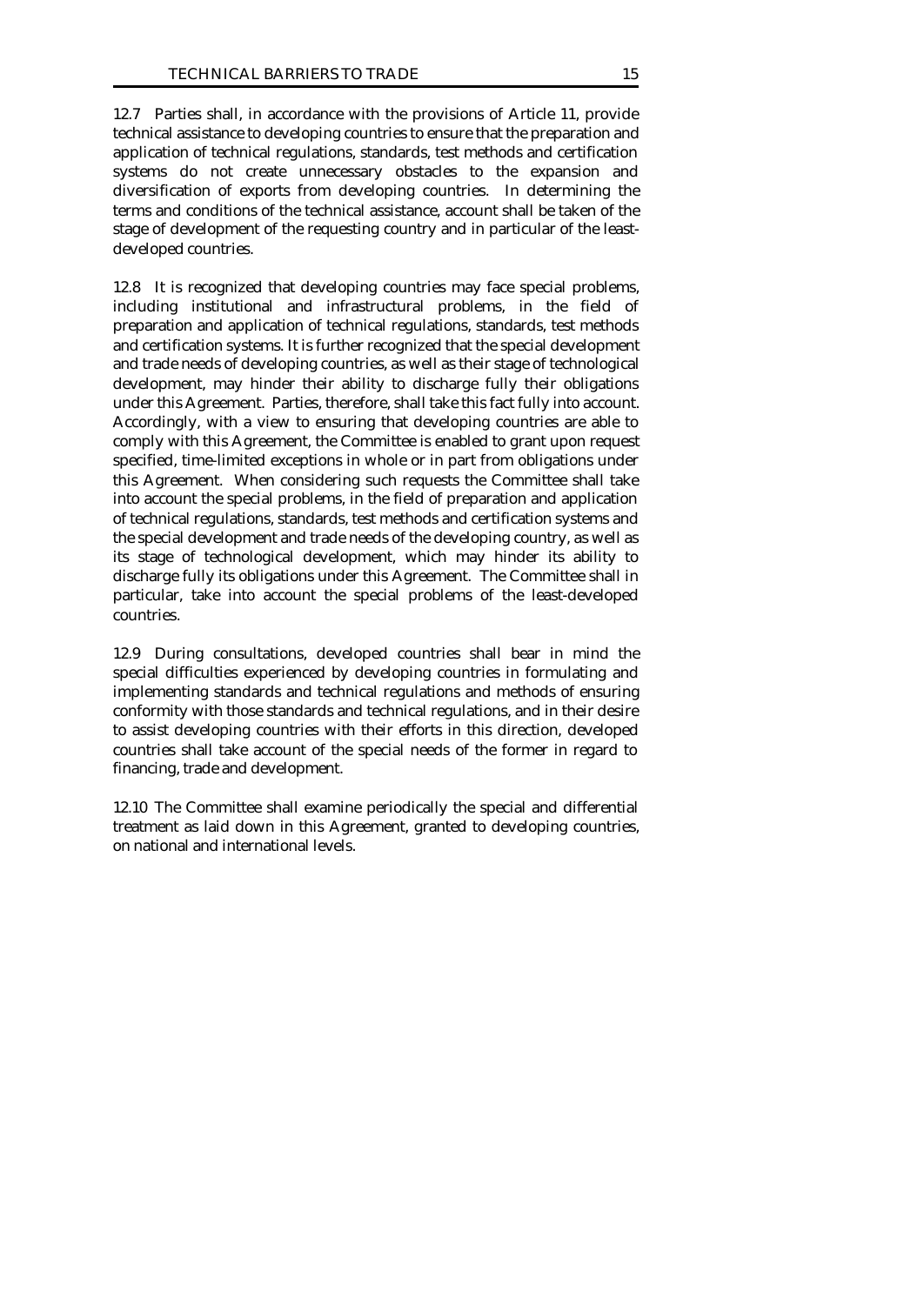12.7 Parties shall, in accordance with the provisions of Article 11, provide technical assistance to developing countries to ensure that the preparation and application of technical regulations, standards, test methods and certification systems do not create unnecessary obstacles to the expansion and diversification of exports from developing countries. In determining the terms and conditions of the technical assistance, account shall be taken of the stage of development of the requesting country and in particular of the least-developed countries.

12.8 It is recognized that developing countries may face special problems, including institutional and infrastructural problems, in the field of preparation and application of technical regulations, standards, test methods and certification systems. It is further recognized that the special development and trade needs of developing countries, as well as their stage of technological development, may hinder their ability to discharge fully their obligations under this Agreement. Parties, therefore, shall take this fact fully into account. Accordingly, with a view to ensuring that developing countries are able to comply with this Agreement, the Committee is enabled to grant upon request specified, time-limited exceptions in whole or in part from obligations under this Agreement. When considering such requests the Committee shall take into account the special problems, in the field of preparation and application of technical regulations, standards, test methods and certification systems and the special development and trade needs of the developing country, as well as its stage of technological development, which may hinder its ability to discharge fully its obligations under this Agreement. The Committee shall in particular, take into account the special problems of the least-developed countries.

12.9 During consultations, developed countries shall bear in mind the special difficulties experienced by developing countries in formulating and implementing standards and technical regulations and methods of ensuring conformity with those standards and technical regulations, and in their desire to assist developing countries with their efforts in this direction, developed countries shall take account of the special needs of the former in regard to financing, trade and development.

12.10 The Committee shall examine periodically the special and differential treatment as laid down in this Agreement, granted to developing countries, on national and international levels.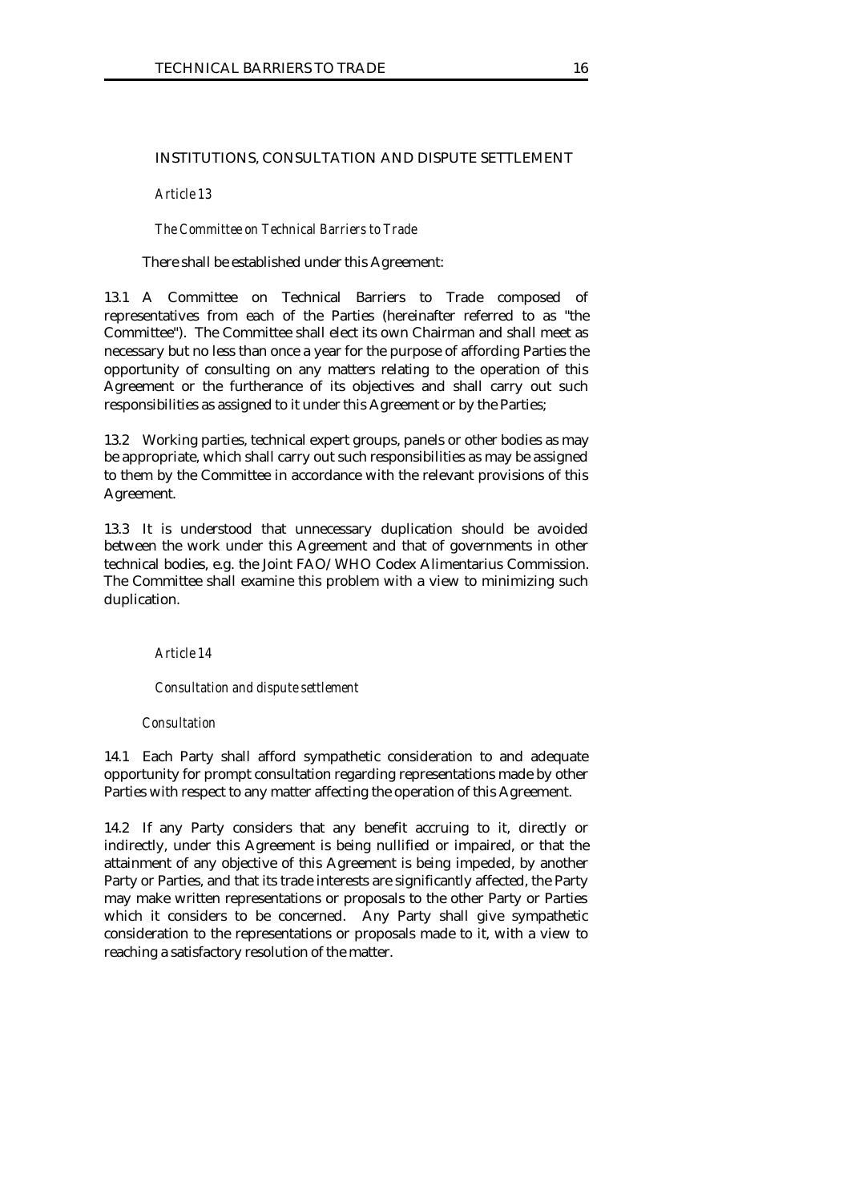## INSTITUTIONS, CONSULTATION AND DISPUTE SETTLEMENT

### *Article 13*

#### *The Committee on Technical Barriers to Trade*

There shall be established under this Agreement:

13.1 A Committee on Technical Barriers to Trade composed of representatives from each of the Parties (hereinafter referred to as "the Committee"). The Committee shall elect its own Chairman and shall meet as necessary but no less than once a year for the purpose of affording Parties the opportunity of consulting on any matters relating to the operation of this Agreement or the furtherance of its objectives and shall carry out such responsibilities as assigned to it under this Agreement or by the Parties;

13.2 Working parties, technical expert groups, panels or other bodies as may be appropriate, which shall carry out such responsibilities as may be assigned to them by the Committee in accordance with the relevant provisions of this Agreement.

13.3 It is understood that unnecessary duplication should be avoided between the work under this Agreement and that of governments in other technical bodies, e.g. the Joint FAO/WHO Codex Alimentarius Commission. The Committee shall examine this problem with a view to minimizing such duplication.

### *Article 14*

#### *Consultation and dispute settlement*

*Consultation*

14.1 Each Party shall afford sympathetic consideration to and adequate opportunity for prompt consultation regarding representations made by other Parties with respect to any matter affecting the operation of this Agreement.

14.2 If any Party considers that any benefit accruing to it, directly or indirectly, under this Agreement is being nullified or impaired, or that the attainment of any objective of this Agreement is being impeded, by another Party or Parties, and that its trade interests are significantly affected, the Party may make written representations or proposals to the other Party or Parties which it considers to be concerned. Any Party shall give sympathetic consideration to the representations or proposals made to it, with a view to reaching a satisfactory resolution of the matter.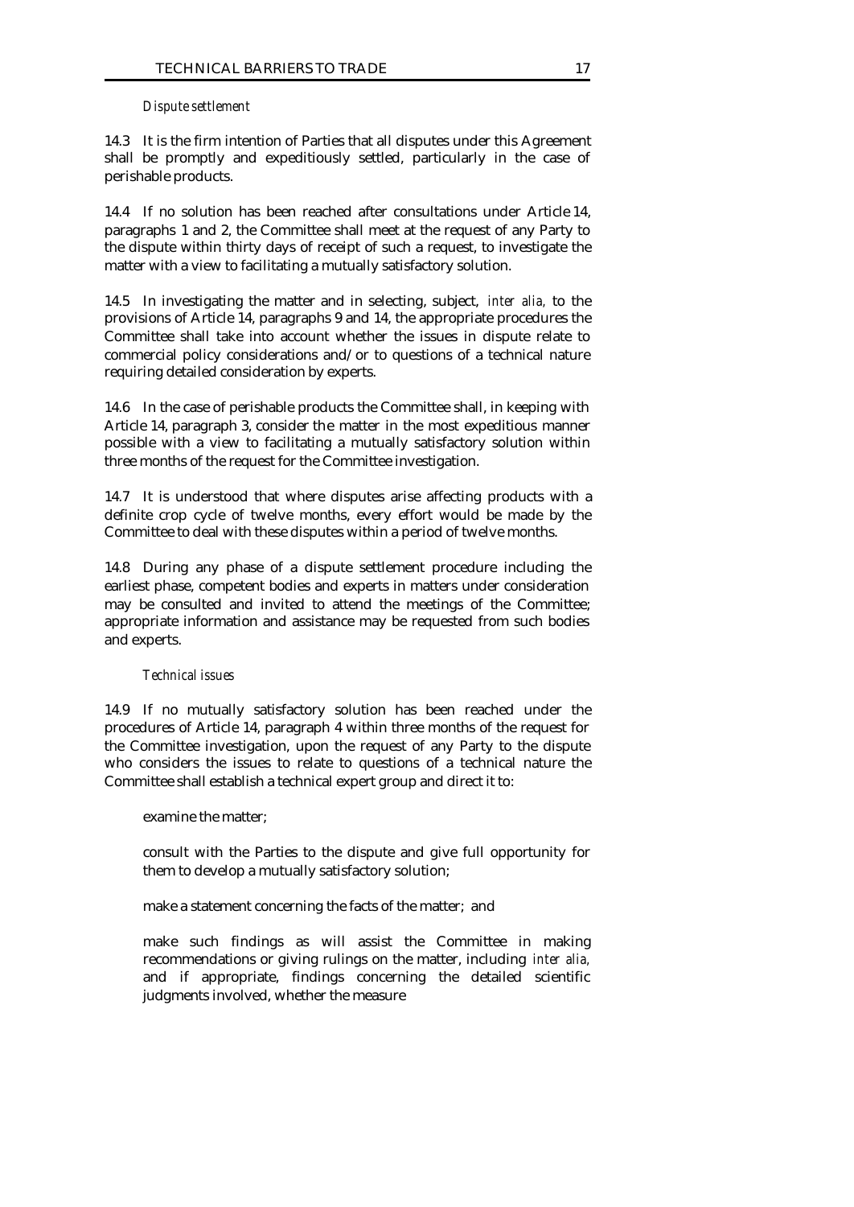*Dispute settlement*

14.3 It is the firm intention of Parties that all disputes under this Agreement shall be promptly and expeditiously settled, particularly in the case of perishable products.

14.4 If no solution has been reached after consultations under Article 14, paragraphs 1 and 2, the Committee shall meet at the request of any Party to the dispute within thirty days of receipt of such a request, to investigate the matter with a view to facilitating a mutually satisfactory solution.

14.5 In investigating the matter and in selecting, subject, *inter alia,* to the provisions of Article 14, paragraphs 9 and 14, the appropriate procedures the Committee shall take into account whether the issues in dispute relate to commercial policy considerations and/or to questions of a technical nature requiring detailed consideration by experts.

14.6 In the case of perishable products the Committee shall, in keeping with Article 14, paragraph 3, consider the matter in the most expeditious manner possible with a view to facilitating a mutually satisfactory solution within three months of the request for the Committee investigation.

14.7 It is understood that where disputes arise affecting products with a definite crop cycle of twelve months, every effort would be made by the Committee to deal with these disputes within a period of twelve months.

14.8 During any phase of a dispute settlement procedure including the earliest phase, competent bodies and experts in matters under consideration may be consulted and invited to attend the meetings of the Committee; appropriate information and assistance may be requested from such bodies and experts.

*Technical issues*

14.9 If no mutually satisfactory solution has been reached under the procedures of Article 14, paragraph 4 within three months of the request for the Committee investigation, upon the request of any Party to the dispute who considers the issues to relate to questions of a technical nature the Committee shall establish a technical expert group and direct it to:

examine the matter;

consult with the Parties to the dispute and give full opportunity for them to develop a mutually satisfactory solution;

make a statement concerning the facts of the matter; and

make such findings as will assist the Committee in making recommendations or giving rulings on the matter, including *inter alia,* and if appropriate, findings concerning the detailed scientific judgments involved, whether the measure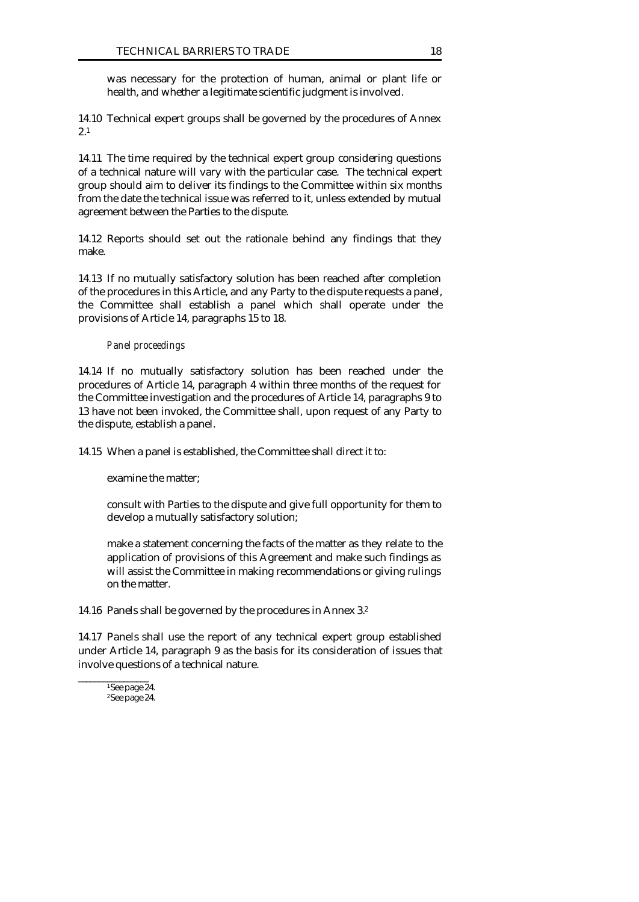was necessary for the protection of human, animal or plant life or health, and whether a legitimate scientific judgment is involved.

14.10 Technical expert groups shall be governed by the procedures of Annex 2.[1]

14.11 The time required by the technical expert group considering questions of a technical nature will vary with the particular case. The technical expert group should aim to deliver its findings to the Committee within six months from the date the technical issue was referred to it, unless extended by mutual agreement between the Parties to the dispute.

14.12 Reports should set out the rationale behind any findings that they make.

14.13 If no mutually satisfactory solution has been reached after completion of the procedures in this Article, and any Party to the dispute requests a panel, the Committee shall establish a panel which shall operate under the provisions of Article 14, paragraphs 15 to 18.

*Panel proceedings*

14.14 If no mutually satisfactory solution has been reached under the procedures of Article 14, paragraph 4 within three months of the request for the Committee investigation and the procedures of Article 14, paragraphs 9 to 13 have not been invoked, the Committee shall, upon request of any Party to the dispute, establish a panel.

14.15 When a panel is established, the Committee shall direct it to:

examine the matter;

consult with Parties to the dispute and give full opportunity for them to develop a mutually satisfactory solution;

make a statement concerning the facts of the matter as they relate to the application of provisions of this Agreement and make such findings as will assist the Committee in making recommendations or giving rulings on the matter.

14.16 Panels shall be governed by the procedures in Annex 3.[2]

14.17 Panels shall use the report of any technical expert group established under Article 14, paragraph 9 as the basis for its consideration of issues that involve questions of a technical nature.

---

[1] See page 24.

[2] See page 24.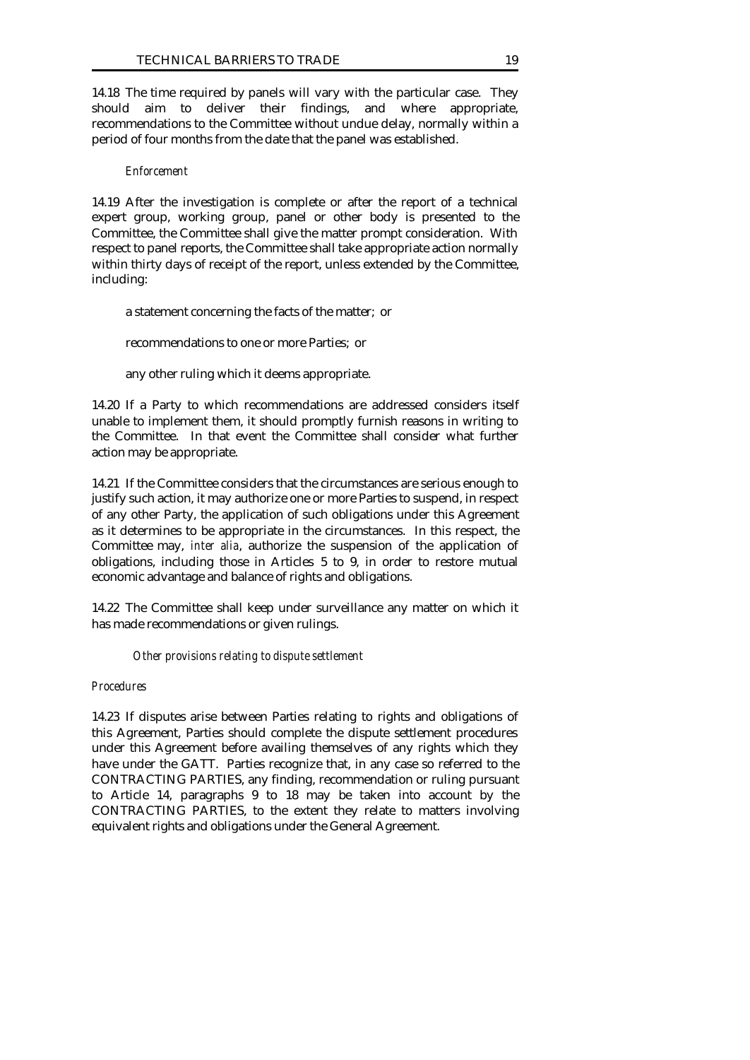14.18 The time required by panels will vary with the particular case. They should aim to deliver their findings, and where appropriate, recommendations to the Committee without undue delay, normally within a period of four months from the date that the panel was established.

*Enforcement*

14.19 After the investigation is complete or after the report of a technical expert group, working group, panel or other body is presented to the Committee, the Committee shall give the matter prompt consideration. With respect to panel reports, the Committee shall take appropriate action normally within thirty days of receipt of the report, unless extended by the Committee, including:

a statement concerning the facts of the matter; or

recommendations to one or more Parties; or

any other ruling which it deems appropriate.

14.20 If a Party to which recommendations are addressed considers itself unable to implement them, it should promptly furnish reasons in writing to the Committee. In that event the Committee shall consider what further action may be appropriate.

14.21 If the Committee considers that the circumstances are serious enough to justify such action, it may authorize one or more Parties to suspend, in respect of any other Party, the application of such obligations under this Agreement as it determines to be appropriate in the circumstances. In this respect, the Committee may, *inter alia*, authorize the suspension of the application of obligations, including those in Articles 5 to 9, in order to restore mutual economic advantage and balance of rights and obligations.

14.22 The Committee shall keep under surveillance any matter on which it has made recommendations or given rulings.

*Other provisions relating to dispute settlement*

*Procedures*

14.23 If disputes arise between Parties relating to rights and obligations of this Agreement, Parties should complete the dispute settlement procedures under this Agreement before availing themselves of any rights which they have under the GATT. Parties recognize that, in any case so referred to the CONTRACTING PARTIES, any finding, recommendation or ruling pursuant to Article 14, paragraphs 9 to 18 may be taken into account by the CONTRACTING PARTIES, to the extent they relate to matters involving equivalent rights and obligations under the General Agreement.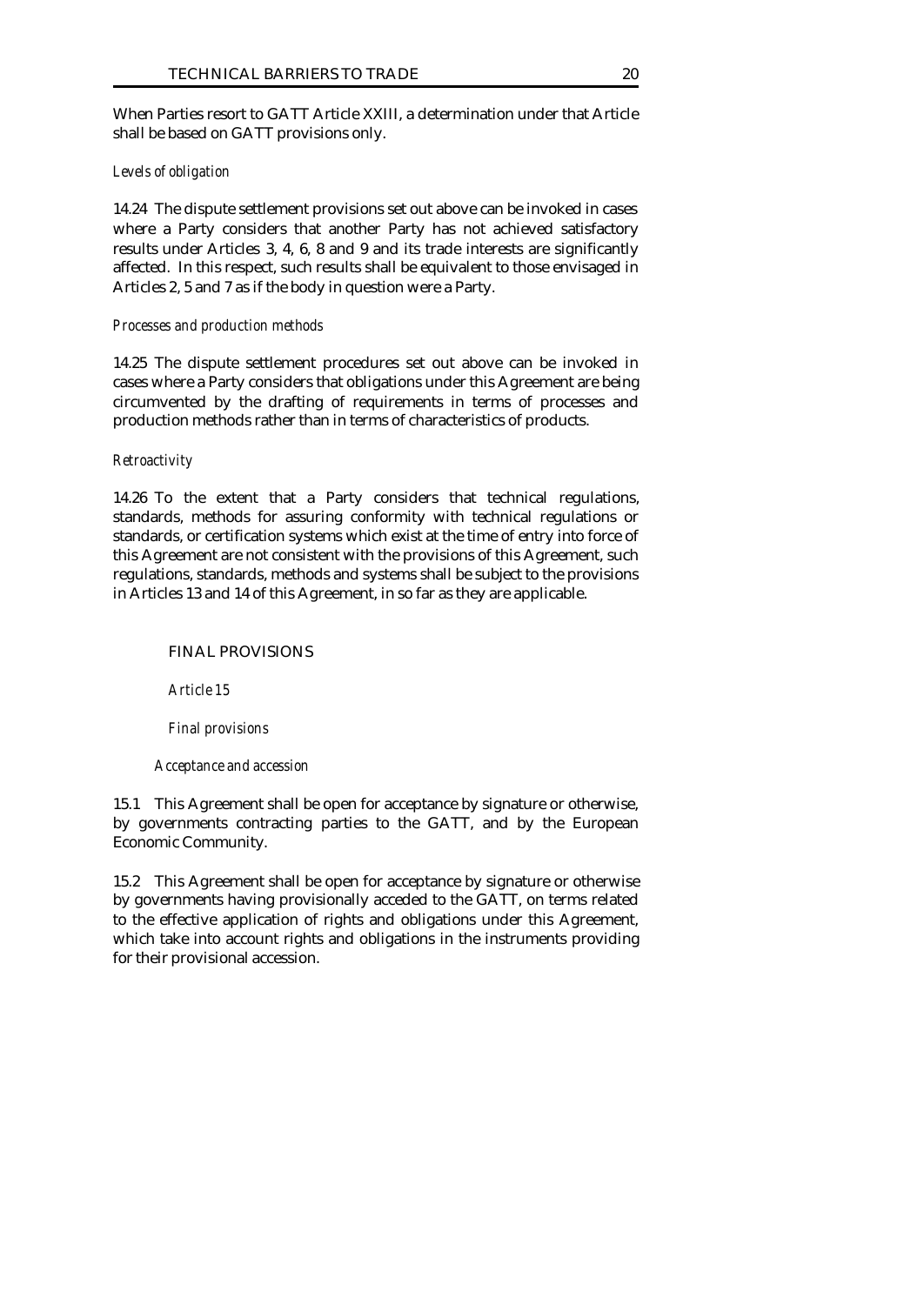When Parties resort to GATT Article XXIII, a determination under that Article shall be based on GATT provisions only.

*Levels of obligation*

14.24 The dispute settlement provisions set out above can be invoked in cases where a Party considers that another Party has not achieved satisfactory results under Articles 3, 4, 6, 8 and 9 and its trade interests are significantly affected. In this respect, such results shall be equivalent to those envisaged in Articles 2, 5 and 7 as if the body in question were a Party.

*Processes and production methods*

14.25 The dispute settlement procedures set out above can be invoked in cases where a Party considers that obligations under this Agreement are being circumvented by the drafting of requirements in terms of processes and production methods rather than in terms of characteristics of products.

*Retroactivity*

14.26 To the extent that a Party considers that technical regulations, standards, methods for assuring conformity with technical regulations or standards, or certification systems which exist at the time of entry into force of this Agreement are not consistent with the provisions of this Agreement, such regulations, standards, methods and systems shall be subject to the provisions in Articles 13 and 14 of this Agreement, in so far as they are applicable.

## FINAL PROVISIONS

### *Article 15*

### *Final provisions*

*Acceptance and accession*

15.1 This Agreement shall be open for acceptance by signature or otherwise, by governments contracting parties to the GATT, and by the European Economic Community.

15.2 This Agreement shall be open for acceptance by signature or otherwise by governments having provisionally acceded to the GATT, on terms related to the effective application of rights and obligations under this Agreement, which take into account rights and obligations in the instruments providing for their provisional accession.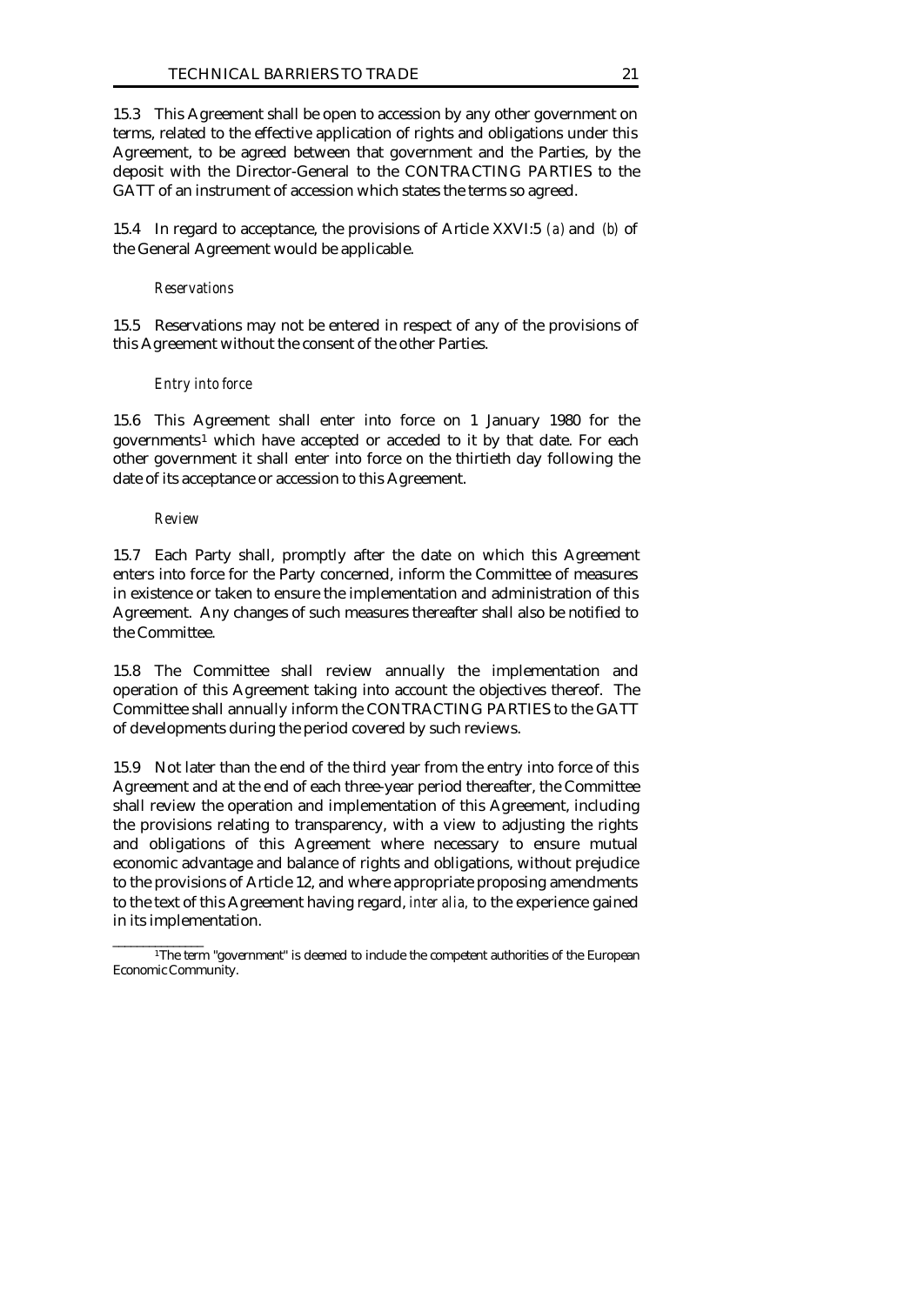15.3 This Agreement shall be open to accession by any other government on terms, related to the effective application of rights and obligations under this Agreement, to be agreed between that government and the Parties, by the deposit with the Director-General to the CONTRACTING PARTIES to the GATT of an instrument of accession which states the terms so agreed.

15.4 In regard to acceptance, the provisions of Article XXVI:5 *(a)* and *(b)* of the General Agreement would be applicable.

*Reservations*

15.5 Reservations may not be entered in respect of any of the provisions of this Agreement without the consent of the other Parties.

*Entry into force*

15.6 This Agreement shall enter into force on 1 January 1980 for the governments[1] which have accepted or acceded to it by that date. For each other government it shall enter into force on the thirtieth day following the date of its acceptance or accession to this Agreement.

*Review*

15.7 Each Party shall, promptly after the date on which this Agreement enters into force for the Party concerned, inform the Committee of measures in existence or taken to ensure the implementation and administration of this Agreement. Any changes of such measures thereafter shall also be notified to the Committee.

15.8 The Committee shall review annually the implementation and operation of this Agreement taking into account the objectives thereof. The Committee shall annually inform the CONTRACTING PARTIES to the GATT of developments during the period covered by such reviews.

15.9 Not later than the end of the third year from the entry into force of this Agreement and at the end of each three-year period thereafter, the Committee shall review the operation and implementation of this Agreement, including the provisions relating to transparency, with a view to adjusting the rights and obligations of this Agreement where necessary to ensure mutual economic advantage and balance of rights and obligations, without prejudice to the provisions of Article 12, and where appropriate proposing amendments to the text of this Agreement having regard, *inter alia,* to the experience gained in its implementation.

---

[1]The term "government" is deemed to include the competent authorities of the European Economic Community.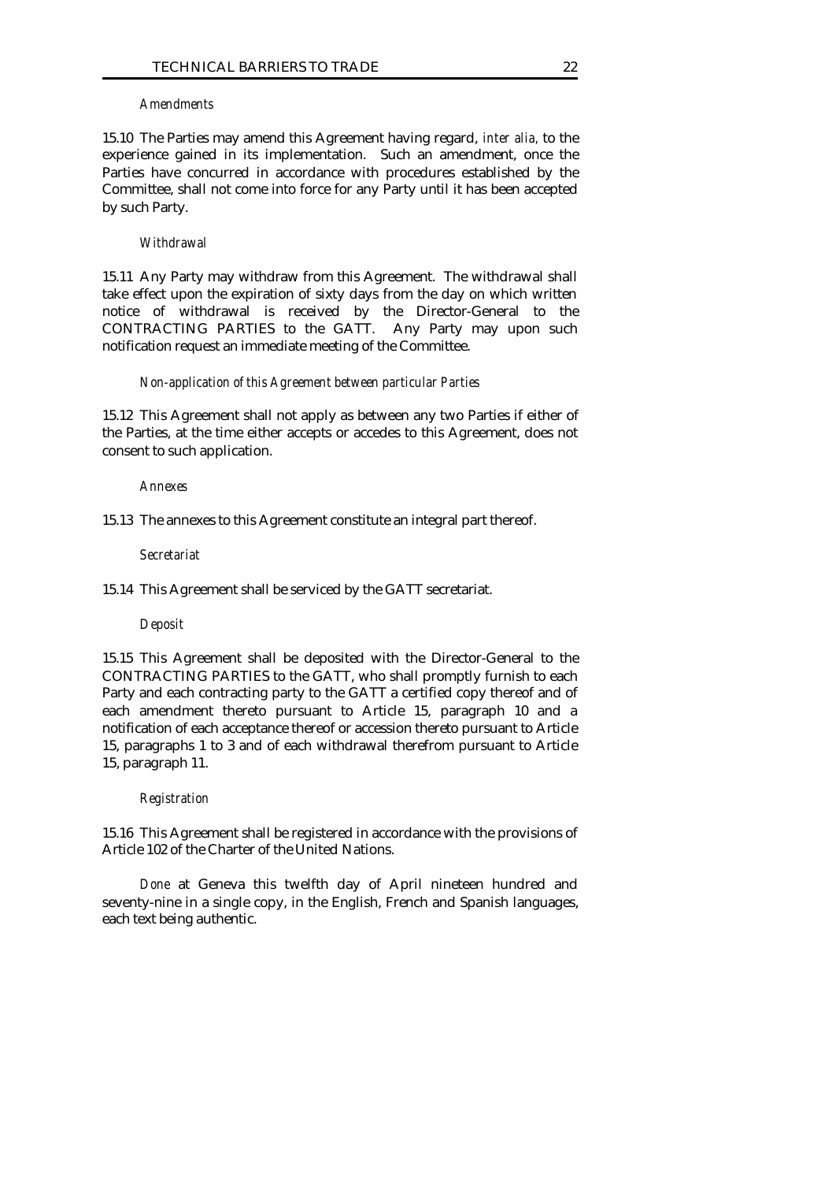*Amendments*

15.10 The Parties may amend this Agreement having regard, *inter alia*, to the experience gained in its implementation. Such an amendment, once the Parties have concurred in accordance with procedures established by the Committee, shall not come into force for any Party until it has been accepted by such Party.

*Withdrawal*

15.11 Any Party may withdraw from this Agreement. The withdrawal shall take effect upon the expiration of sixty days from the day on which written notice of withdrawal is received by the Director-General to the CONTRACTING PARTIES to the GATT. Any Party may upon such notification request an immediate meeting of the Committee.

*Non-application of this Agreement between particular Parties*

15.12 This Agreement shall not apply as between any two Parties if either of the Parties, at the time either accepts or accedes to this Agreement, does not consent to such application.

*Annexes*

15.13 The annexes to this Agreement constitute an integral part thereof.

*Secretariat*

15.14 This Agreement shall be serviced by the GATT secretariat.

*Deposit*

15.15 This Agreement shall be deposited with the Director-General to the CONTRACTING PARTIES to the GATT, who shall promptly furnish to each Party and each contracting party to the GATT a certified copy thereof and of each amendment thereto pursuant to Article 15, paragraph 10 and a notification of each acceptance thereof or accession thereto pursuant to Article 15, paragraphs 1 to 3 and of each withdrawal therefrom pursuant to Article 15, paragraph 11.

*Registration*

15.16 This Agreement shall be registered in accordance with the provisions of Article 102 of the Charter of the United Nations.

*Done* at Geneva this twelfth day of April nineteen hundred and seventy-nine in a single copy, in the English, French and Spanish languages, each text being authentic.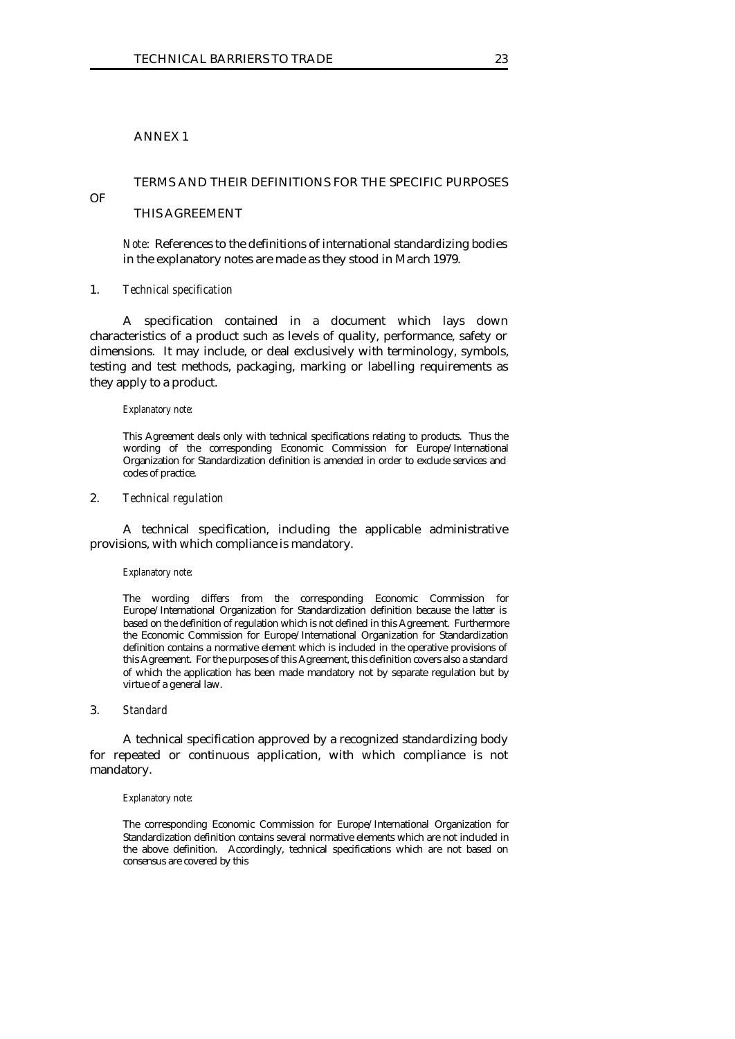# ANNEX 1

## TERMS AND THEIR DEFINITIONS FOR THE SPECIFIC PURPOSES OF THIS AGREEMENT

*Note*: References to the definitions of international standardizing bodies in the explanatory notes are made as they stood in March 1979.

### 1. *Technical specification*

A specification contained in a document which lays down characteristics of a product such as levels of quality, performance, safety or dimensions. It may include, or deal exclusively with terminology, symbols, testing and test methods, packaging, marking or labelling requirements as they apply to a product.

*Explanatory note*:

This Agreement deals only with technical specifications relating to products. Thus the wording of the corresponding Economic Commission for Europe/International Organization for Standardization definition is amended in order to exclude services and codes of practice.

### 2. *Technical regulation*

A technical specification, including the applicable administrative provisions, with which compliance is mandatory.

*Explanatory note*:

The wording differs from the corresponding Economic Commission for Europe/International Organization for Standardization definition because the latter is based on the definition of regulation which is not defined in this Agreement. Furthermore the Economic Commission for Europe/International Organization for Standardization definition contains a normative element which is included in the operative provisions of this Agreement. For the purposes of this Agreement, this definition covers also a standard of which the application has been made mandatory not by separate regulation but by virtue of a general law.

### 3. *Standard*

A technical specification approved by a recognized standardizing body for repeated or continuous application, with which compliance is not mandatory.

*Explanatory note*:

The corresponding Economic Commission for Europe/International Organization for Standardization definition contains several normative elements which are not included in the above definition. Accordingly, technical specifications which are not based on consensus are covered by this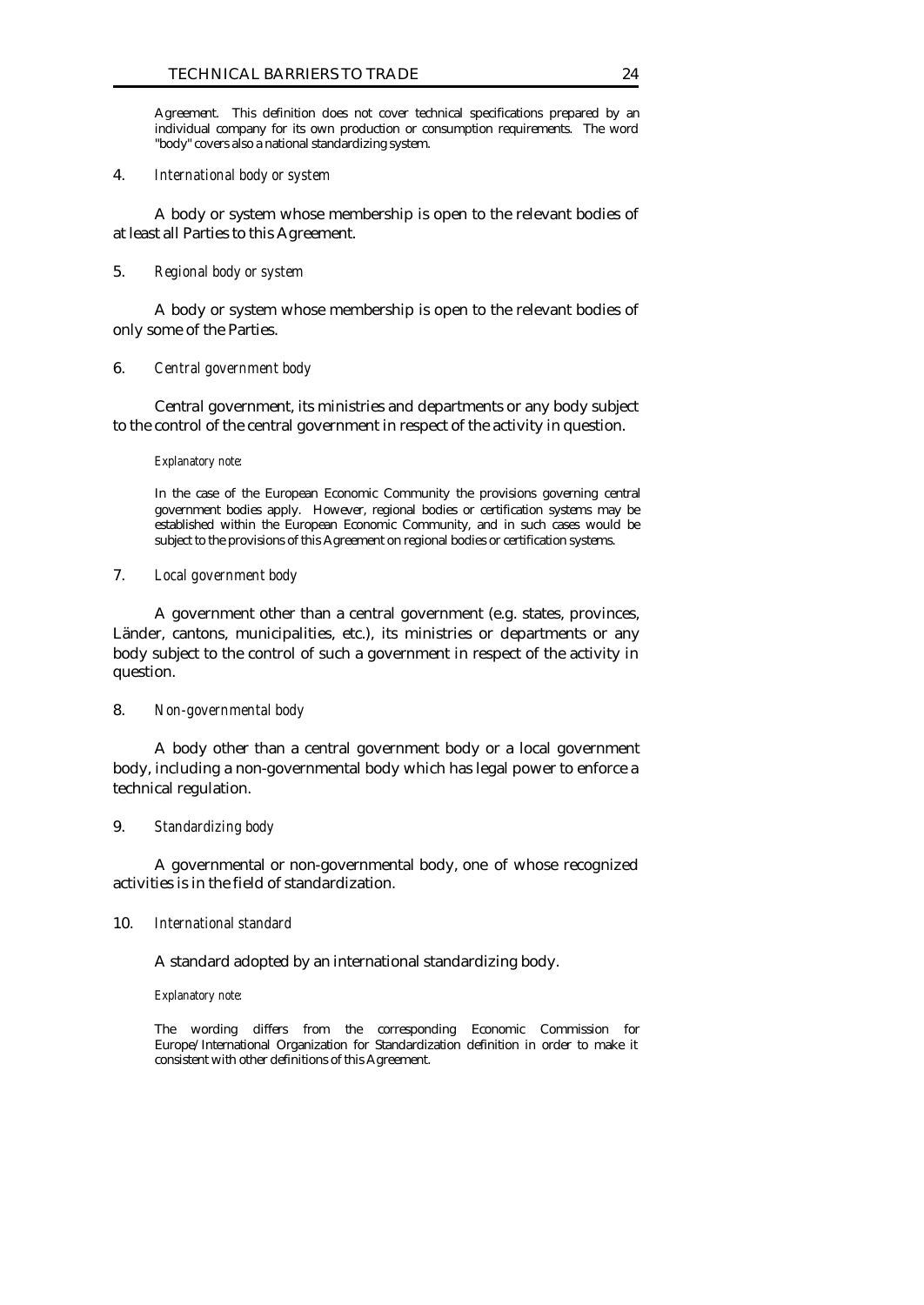Agreement. This definition does not cover technical specifications prepared by an individual company for its own production or consumption requirements. The word "body" covers also a national standardizing system.

4. *International body or system*

A body or system whose membership is open to the relevant bodies of at least all Parties to this Agreement.

5. *Regional body or system*

A body or system whose membership is open to the relevant bodies of only some of the Parties.

6. *Central government body*

Central government, its ministries and departments or any body subject to the control of the central government in respect of the activity in question.

*Explanatory note*:

In the case of the European Economic Community the provisions governing central government bodies apply. However, regional bodies or certification systems may be established within the European Economic Community, and in such cases would be subject to the provisions of this Agreement on regional bodies or certification systems.

7. *Local government body*

A government other than a central government (e.g. states, provinces, Länder, cantons, municipalities, etc.), its ministries or departments or any body subject to the control of such a government in respect of the activity in question.

8. *Non-governmental body*

A body other than a central government body or a local government body, including a non-governmental body which has legal power to enforce a technical regulation.

9. *Standardizing body*

A governmental or non-governmental body, one of whose recognized activities is in the field of standardization.

10. *International standard*

A standard adopted by an international standardizing body.

*Explanatory note*:

The wording differs from the corresponding Economic Commission for Europe/International Organization for Standardization definition in order to make it consistent with other definitions of this Agreement.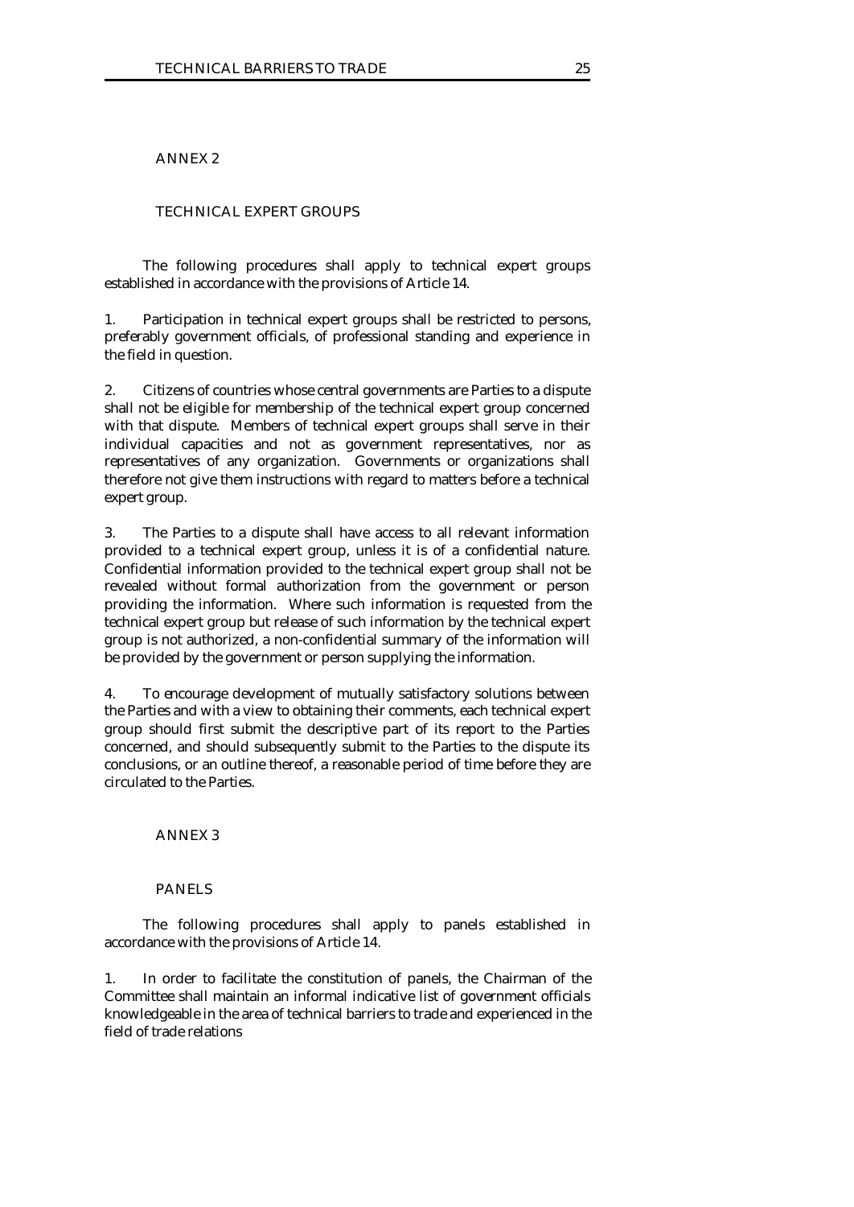## ANNEX 2

### TECHNICAL EXPERT GROUPS

The following procedures shall apply to technical expert groups established in accordance with the provisions of Article 14.

1. Participation in technical expert groups shall be restricted to persons, preferably government officials, of professional standing and experience in the field in question.

2. Citizens of countries whose central governments are Parties to a dispute shall not be eligible for membership of the technical expert group concerned with that dispute. Members of technical expert groups shall serve in their individual capacities and not as government representatives, nor as representatives of any organization. Governments or organizations shall therefore not give them instructions with regard to matters before a technical expert group.

3. The Parties to a dispute shall have access to all relevant information provided to a technical expert group, unless it is of a confidential nature. Confidential information provided to the technical expert group shall not be revealed without formal authorization from the government or person providing the information. Where such information is requested from the technical expert group but release of such information by the technical expert group is not authorized, a non-confidential summary of the information will be provided by the government or person supplying the information.

4. To encourage development of mutually satisfactory solutions between the Parties and with a view to obtaining their comments, each technical expert group should first submit the descriptive part of its report to the Parties concerned, and should subsequently submit to the Parties to the dispute its conclusions, or an outline thereof, a reasonable period of time before they are circulated to the Parties.

## ANNEX 3

### PANELS

The following procedures shall apply to panels established in accordance with the provisions of Article 14.

1. In order to facilitate the constitution of panels, the Chairman of the Committee shall maintain an informal indicative list of government officials knowledgeable in the area of technical barriers to trade and experienced in the field of trade relations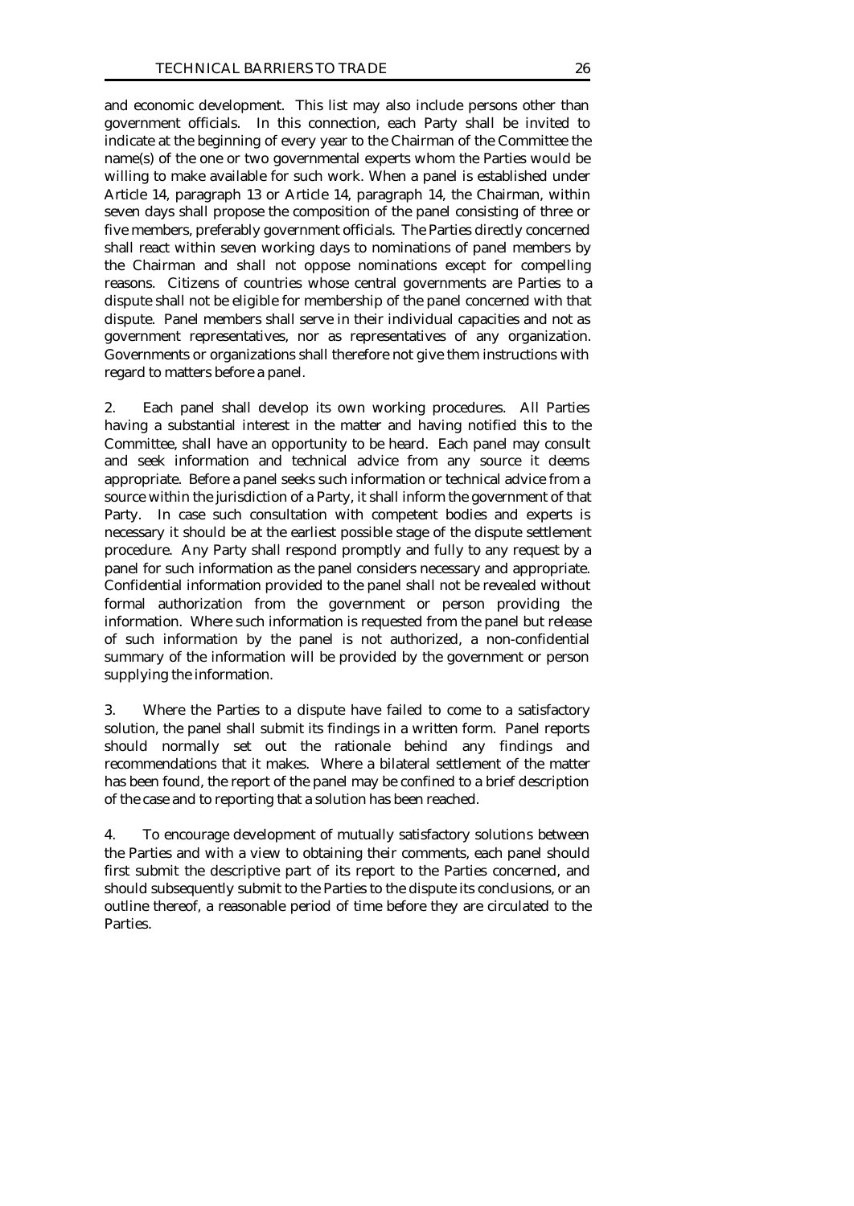and economic development. This list may also include persons other than government officials. In this connection, each Party shall be invited to indicate at the beginning of every year to the Chairman of the Committee the name(s) of the one or two governmental experts whom the Parties would be willing to make available for such work. When a panel is established under Article 14, paragraph 13 or Article 14, paragraph 14, the Chairman, within seven days shall propose the composition of the panel consisting of three or five members, preferably government officials. The Parties directly concerned shall react within seven working days to nominations of panel members by the Chairman and shall not oppose nominations except for compelling reasons. Citizens of countries whose central governments are Parties to a dispute shall not be eligible for membership of the panel concerned with that dispute. Panel members shall serve in their individual capacities and not as government representatives, nor as representatives of any organization. Governments or organizations shall therefore not give them instructions with regard to matters before a panel.

2. Each panel shall develop its own working procedures. All Parties having a substantial interest in the matter and having notified this to the Committee, shall have an opportunity to be heard. Each panel may consult and seek information and technical advice from any source it deems appropriate. Before a panel seeks such information or technical advice from a source within the jurisdiction of a Party, it shall inform the government of that Party. In case such consultation with competent bodies and experts is necessary it should be at the earliest possible stage of the dispute settlement procedure. Any Party shall respond promptly and fully to any request by a panel for such information as the panel considers necessary and appropriate. Confidential information provided to the panel shall not be revealed without formal authorization from the government or person providing the information. Where such information is requested from the panel but release of such information by the panel is not authorized, a non-confidential summary of the information will be provided by the government or person supplying the information.

3. Where the Parties to a dispute have failed to come to a satisfactory solution, the panel shall submit its findings in a written form. Panel reports should normally set out the rationale behind any findings and recommendations that it makes. Where a bilateral settlement of the matter has been found, the report of the panel may be confined to a brief description of the case and to reporting that a solution has been reached.

4. To encourage development of mutually satisfactory solutions between the Parties and with a view to obtaining their comments, each panel should first submit the descriptive part of its report to the Parties concerned, and should subsequently submit to the Parties to the dispute its conclusions, or an outline thereof, a reasonable period of time before they are circulated to the Parties.